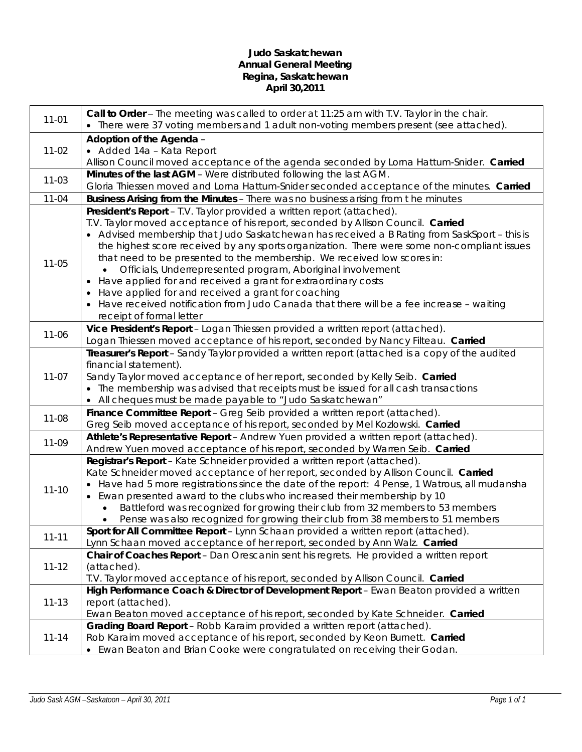**Judo Saskatchewan**
**Annual General Meeting**
**Regina, Saskatchewan**
**April 30,2011**

| | |
|---|---|
| 11-01 | **Call to Order** – The meeting was called to order at 11:25 am with T.V. Taylor in the chair.<br>• There were 37 voting members and 1 adult non-voting members present (see attached). |
| 11-02 | **Adoption of the Agenda** –<br>• Added 14a – Kata Report<br>Allison Council moved acceptance of the agenda seconded by Lorna Hattum-Snider. **Carried** |
| 11-03 | **Minutes of the last AGM** – Were distributed following the last AGM.<br>Gloria Thiessen moved and Lorna Hattum-Snider seconded acceptance of the minutes. **Carried** |
| 11-04 | **Business Arising from the Minutes** – There was no business arising from t he minutes |
| 11-05 | **President's Report** – T.V. Taylor provided a written report (attached).<br>T.V. Taylor moved acceptance of his report, seconded by Allison Council. **Carried**<br>• Advised membership that Judo Saskatchewan has received a B Rating from SaskSport – this is the highest score received by any sports organization. There were some non-compliant issues that need to be presented to the membership. We received low scores in:<br>  • Officials, Underrepresented program, Aboriginal involvement<br>• Have applied for and received a grant for extraordinary costs<br>• Have applied for and received a grant for coaching<br>• Have received notification from Judo Canada that there will be a fee increase – waiting receipt of formal letter |
| 11-06 | **Vice President's Report** – Logan Thiessen provided a written report (attached).<br>Logan Thiessen moved acceptance of his report, seconded by Nancy Filteau. **Carried** |
| 11-07 | **Treasurer's Report** – Sandy Taylor provided a written report (attached is a copy of the audited financial statement).<br>Sandy Taylor moved acceptance of her report, seconded by Kelly Seib. **Carried**<br>• The membership was advised that receipts must be issued for all cash transactions<br>• All cheques must be made payable to "Judo Saskatchewan" |
| 11-08 | **Finance Committee Report** – Greg Seib provided a written report (attached).<br>Greg Seib moved acceptance of his report, seconded by Mel Kozlowski. **Carried** |
| 11-09 | **Athlete's Representative Report** – Andrew Yuen provided a written report (attached).<br>Andrew Yuen moved acceptance of his report, seconded by Warren Seib. **Carried** |
| 11-10 | **Registrar's Report** – Kate Schneider provided a written report (attached).<br>Kate Schneider moved acceptance of her report, seconded by Allison Council. **Carried**<br>• Have had 5 more registrations since the date of the report: 4 Pense, 1 Watrous, all mudansha<br>• Ewan presented award to the clubs who increased their membership by 10<br>  • Battleford was recognized for growing their club from 32 members to 53 members<br>  • Pense was also recognized for growing their club from 38 members to 51 members |
| 11-11 | **Sport for All Committee Report** – Lynn Schaan provided a written report (attached).<br>Lynn Schaan moved acceptance of her report, seconded by Ann Walz. **Carried** |
| 11-12 | **Chair of Coaches Report** – Dan Orescanin sent his regrets. He provided a written report (attached).<br>T.V. Taylor moved acceptance of his report, seconded by Allison Council. **Carried** |
| 11-13 | **High Performance Coach & Director of Development Report** – Ewan Beaton provided a written report (attached).<br>Ewan Beaton moved acceptance of his report, seconded by Kate Schneider. **Carried** |
| 11-14 | **Grading Board Report** – Robb Karaim provided a written report (attached).<br>Rob Karaim moved acceptance of his report, seconded by Keon Burnett. **Carried**<br>• Ewan Beaton and Brian Cooke were congratulated on receiving their Godan. |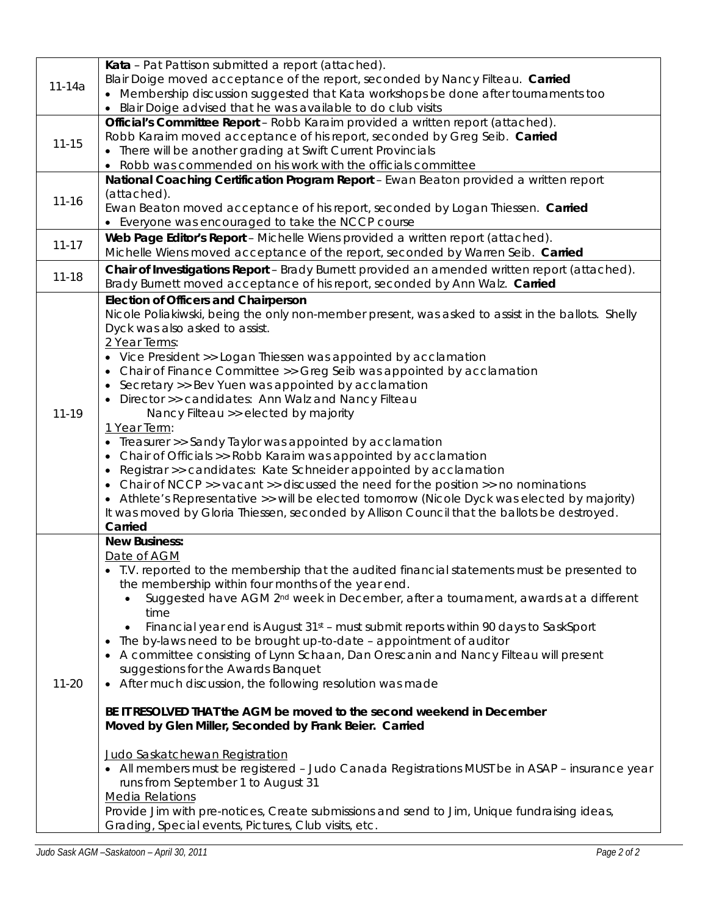| | |
|---|---|
| 11-14a | **Kata** – Pat Pattison submitted a report (attached).<br>Blair Doige moved acceptance of the report, seconded by Nancy Filteau. **Carried**<br>• Membership discussion suggested that Kata workshops be done after tournaments too<br>• Blair Doige advised that he was available to do club visits |
| 11-15 | **Official's Committee Report** – Robb Karaim provided a written report (attached).<br>Robb Karaim moved acceptance of his report, seconded by Greg Seib. **Carried**<br>• There will be another grading at Swift Current Provincials<br>• Robb was commended on his work with the officials committee |
| 11-16 | **National Coaching Certification Program Report** – Ewan Beaton provided a written report (attached).<br>Ewan Beaton moved acceptance of his report, seconded by Logan Thiessen. **Carried**<br>• Everyone was encouraged to take the NCCP course |
| 11-17 | **Web Page Editor's Report** – Michelle Wiens provided a written report (attached).<br>Michelle Wiens moved acceptance of the report, seconded by Warren Seib. **Carried** |
| 11-18 | **Chair of Investigations Report** – Brady Burnett provided an amended written report (attached).<br>Brady Burnett moved acceptance of his report, seconded by Ann Walz. **Carried** |
| 11-19 | **Election of Officers and Chairperson**<br>Nicole Poliakiwski, being the only non-member present, was asked to assist in the ballots. Shelly Dyck was also asked to assist.<br><u>2 Year Terms</u>:<br>• Vice President >> Logan Thiessen was appointed by acclamation<br>• Chair of Finance Committee >> Greg Seib was appointed by acclamation<br>• Secretary >> Bev Yuen was appointed by acclamation<br>• Director >> candidates: Ann Walz and Nancy Filteau<br>Nancy Filteau >> elected by majority<br><u>1 Year Term</u>:<br>• Treasurer >> Sandy Taylor was appointed by acclamation<br>• Chair of Officials >> Robb Karaim was appointed by acclamation<br>• Registrar >> candidates: Kate Schneider appointed by acclamation<br>• Chair of NCCP >> vacant >> discussed the need for the position >> no nominations<br>• Athlete's Representative >> will be elected tomorrow (Nicole Dyck was elected by majority)<br>It was moved by Gloria Thiessen, seconded by Allison Council that the ballots be destroyed. **Carried** |
| 11-20 | **New Business:**<br><u>Date of AGM</u><br>• T.V. reported to the membership that the audited financial statements must be presented to the membership within four months of the year end.<br>  • Suggested have AGM 2nd week in December, after a tournament, awards at a different time<br>  • Financial year end is August 31st – must submit reports within 90 days to SaskSport<br>• The by-laws need to be brought up-to-date – appointment of auditor<br>• A committee consisting of Lynn Schaan, Dan Orescanin and Nancy Filteau will present suggestions for the Awards Banquet<br>• After much discussion, the following resolution was made<br><br>**BE IT RESOLVED THAT the AGM be moved to the second weekend in December**<br>**Moved by Glen Miller, Seconded by Frank Beier. Carried**<br><br><u>Judo Saskatchewan Registration</u><br>• All members must be registered – Judo Canada Registrations MUST be in ASAP – insurance year runs from September 1 to August 31<br><u>Media Relations</u><br>Provide Jim with pre-notices, Create submissions and send to Jim, Unique fundraising ideas, Grading, Special events, Pictures, Club visits, etc. |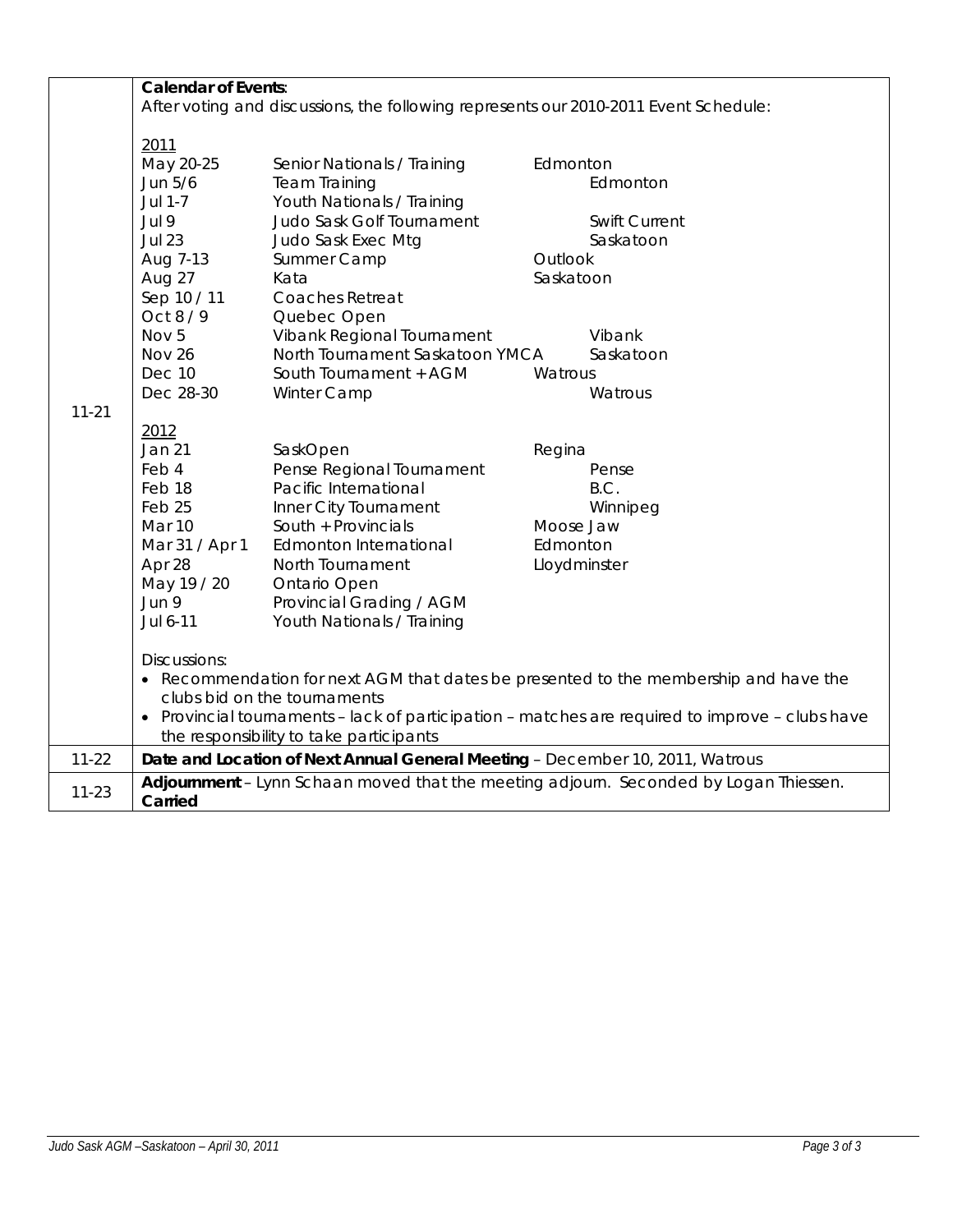| | |
|---|---|
| 11-21 | **Calendar of Events**:<br>After voting and discussions, the following represents our 2010-2011 Event Schedule: |

**2011**

| Date | Event | Location |
|---|---|---|
| May 20-25 | Senior Nationals / Training | Edmonton |
| Jun 5/6 | Team Training | Edmonton |
| Jul 1-7 | Youth Nationals / Training | |
| Jul 9 | Judo Sask Golf Tournament | Swift Current |
| Jul 23 | Judo Sask Exec Mtg | Saskatoon |
| Aug 7-13 | Summer Camp | Outlook |
| Aug 27 | Kata | Saskatoon |
| Sep 10 / 11 | Coaches Retreat | |
| Oct 8 / 9 | Quebec Open | |
| Nov 5 | Vibank Regional Tournament | Vibank |
| Nov 26 | North Tournament Saskatoon YMCA | Saskatoon |
| Dec 10 | South Tournament + AGM | Watrous |
| Dec 28-30 | Winter Camp | Watrous |

**2012**

| Date | Event | Location |
|---|---|---|
| Jan 21 | SaskOpen | Regina |
| Feb 4 | Pense Regional Tournament | Pense |
| Feb 18 | Pacific International | B.C. |
| Feb 25 | Inner City Tournament | Winnipeg |
| Mar 10 | South + Provincials | Moose Jaw |
| Mar 31 / Apr 1 | Edmonton International | Edmonton |
| Apr 28 | North Tournament | Lloydminster |
| May 19 / 20 | Ontario Open | |
| Jun 9 | Provincial Grading / AGM | |
| Jul 6-11 | Youth Nationals / Training | |

Discussions:

- Recommendation for next AGM that dates be presented to the membership and have the clubs bid on the tournaments
- Provincial tournaments – lack of participation – matches are required to improve – clubs have the responsibility to take participants

| | |
|---|---|
| 11-22 | **Date and Location of Next Annual General Meeting** – December 10, 2011, Watrous |
| 11-23 | **Adjournment** – Lynn Schaan moved that the meeting adjourn. Seconded by Logan Thiessen. **Carried** |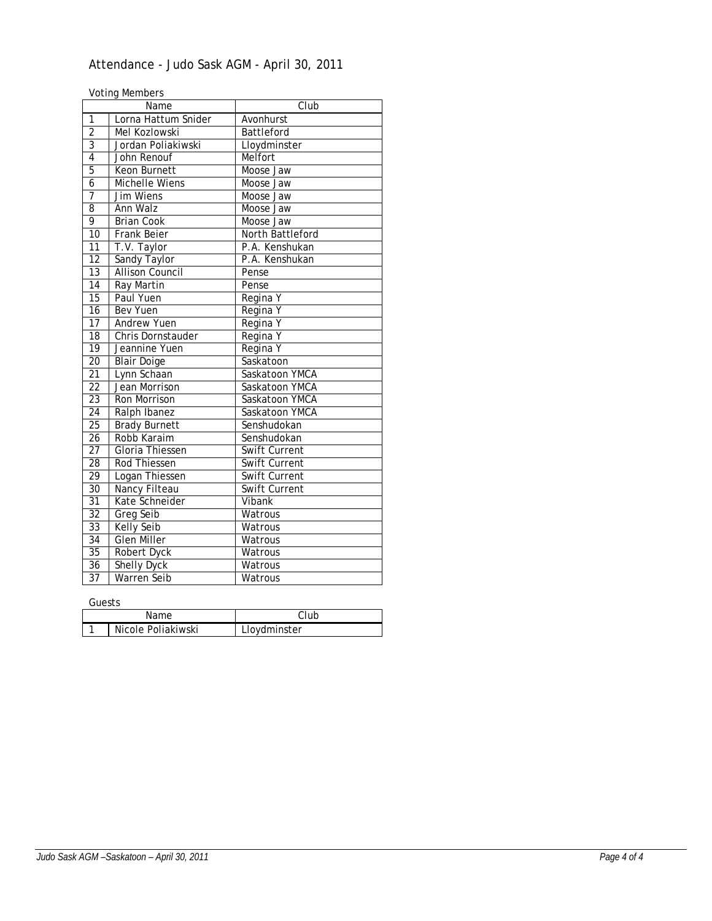# Attendance - Judo Sask AGM - April 30, 2011

Voting Members

| | Name | Club |
|---|---|---|
| 1 | Lorna Hattum Snider | Avonhurst |
| 2 | Mel Kozlowski | Battleford |
| 3 | Jordan Poliakiwski | Lloydminster |
| 4 | John Renouf | Melfort |
| 5 | Keon Burnett | Moose Jaw |
| 6 | Michelle Wiens | Moose Jaw |
| 7 | Jim Wiens | Moose Jaw |
| 8 | Ann Walz | Moose Jaw |
| 9 | Brian Cook | Moose Jaw |
| 10 | Frank Beier | North Battleford |
| 11 | T.V. Taylor | P.A. Kenshukan |
| 12 | Sandy Taylor | P.A. Kenshukan |
| 13 | Allison Council | Pense |
| 14 | Ray Martin | Pense |
| 15 | Paul Yuen | Regina Y |
| 16 | Bev Yuen | Regina Y |
| 17 | Andrew Yuen | Regina Y |
| 18 | Chris Dornstauder | Regina Y |
| 19 | Jeannine Yuen | Regina Y |
| 20 | Blair Doige | Saskatoon |
| 21 | Lynn Schaan | Saskatoon YMCA |
| 22 | Jean Morrison | Saskatoon YMCA |
| 23 | Ron Morrison | Saskatoon YMCA |
| 24 | Ralph Ibanez | Saskatoon YMCA |
| 25 | Brady Burnett | Senshudokan |
| 26 | Robb Karaim | Senshudokan |
| 27 | Gloria Thiessen | Swift Current |
| 28 | Rod Thiessen | Swift Current |
| 29 | Logan Thiessen | Swift Current |
| 30 | Nancy Filteau | Swift Current |
| 31 | Kate Schneider | Vibank |
| 32 | Greg Seib | Watrous |
| 33 | Kelly Seib | Watrous |
| 34 | Glen Miller | Watrous |
| 35 | Robert Dyck | Watrous |
| 36 | Shelly Dyck | Watrous |
| 37 | Warren Seib | Watrous |

Guests

| | Name | Club |
|---|---|---|
| 1 | Nicole Poliakiwski | Lloydminster |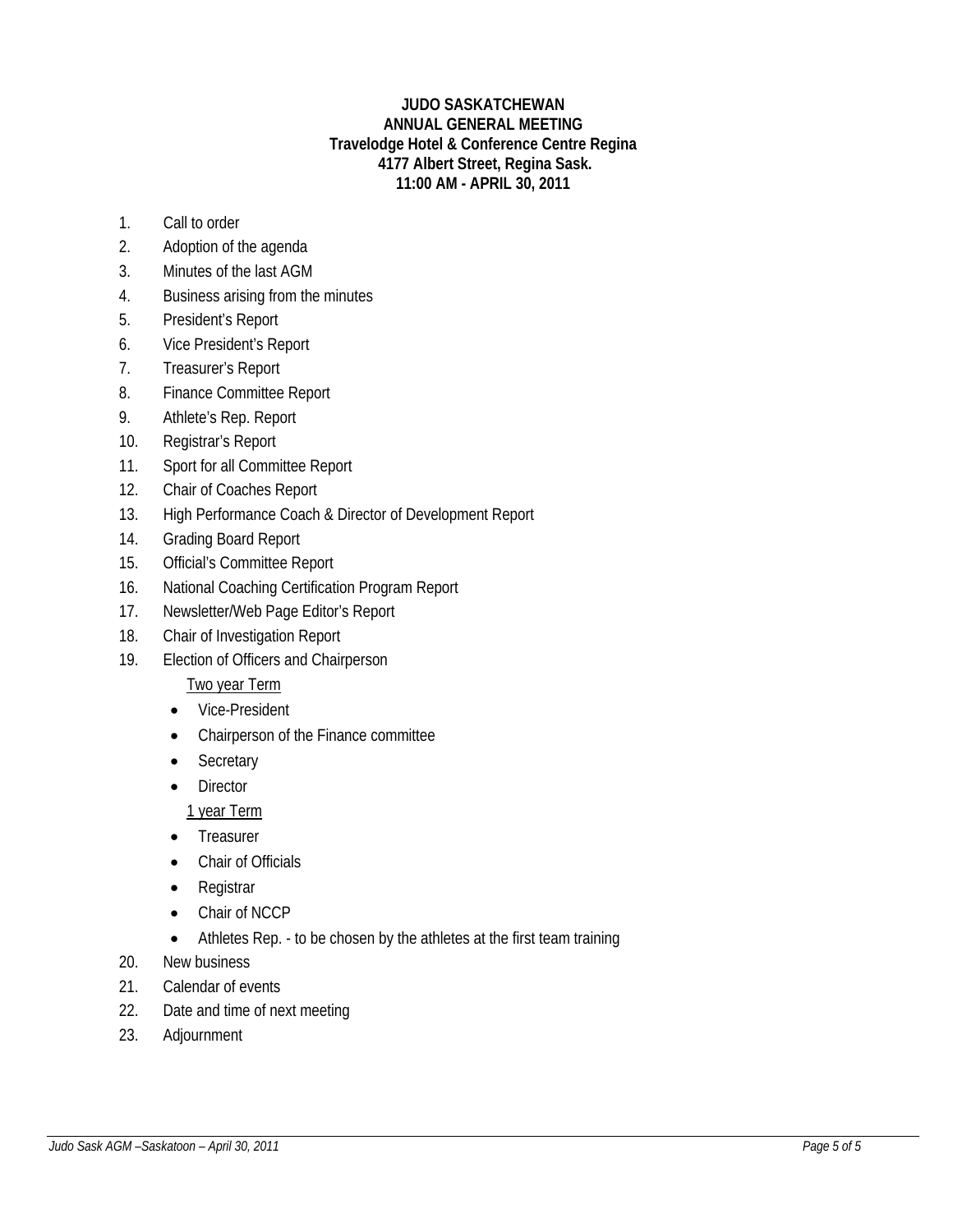**JUDO SASKATCHEWAN**
**ANNUAL GENERAL MEETING**
**Travelodge Hotel & Conference Centre Regina**
**4177 Albert Street, Regina Sask.**
**11:00 AM - APRIL 30, 2011**

1. Call to order
2. Adoption of the agenda
3. Minutes of the last AGM
4. Business arising from the minutes
5. President's Report
6. Vice President's Report
7. Treasurer's Report
8. Finance Committee Report
9. Athlete's Rep. Report
10. Registrar's Report
11. Sport for all Committee Report
12. Chair of Coaches Report
13. High Performance Coach & Director of Development Report
14. Grading Board Report
15. Official's Committee Report
16. National Coaching Certification Program Report
17. Newsletter/Web Page Editor's Report
18. Chair of Investigation Report
19. Election of Officers and Chairperson

    <u>Two year Term</u>

    - Vice-President
    - Chairperson of the Finance committee
    - Secretary
    - Director

    <u>1 year Term</u>

    - Treasurer
    - Chair of Officials
    - Registrar
    - Chair of NCCP
    - Athletes Rep. - to be chosen by the athletes at the first team training
20. New business
21. Calendar of events
22. Date and time of next meeting
23. Adjournment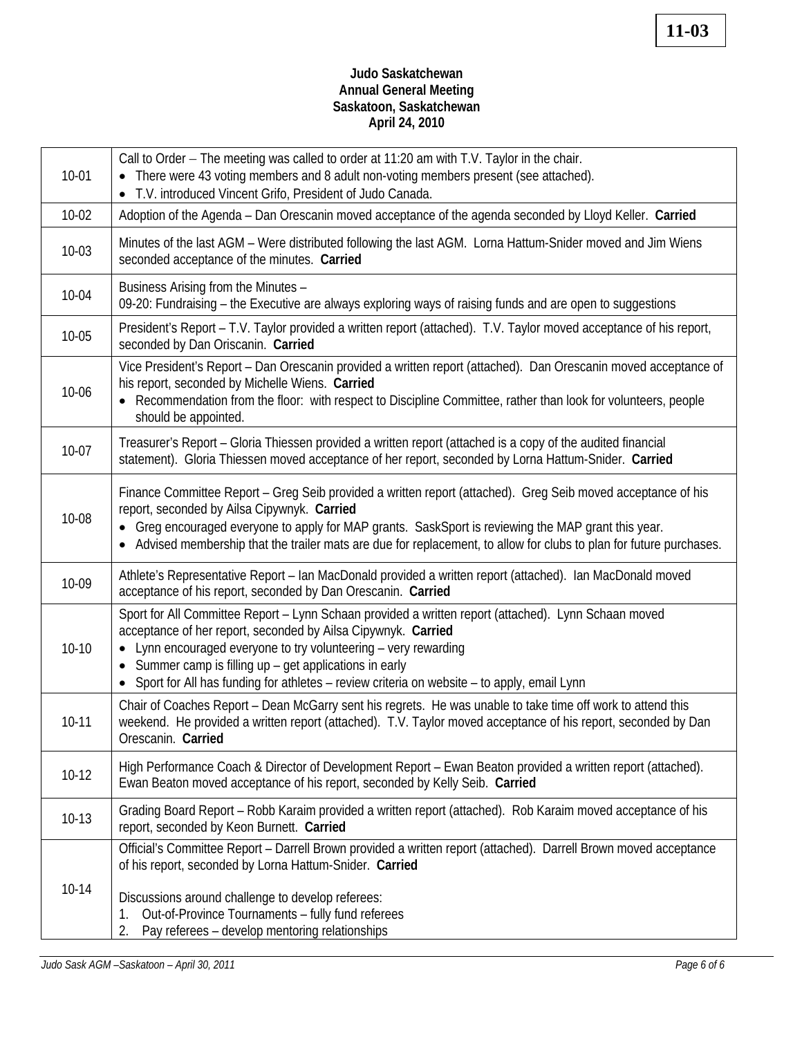**11-03**

**Judo Saskatchewan**
**Annual General Meeting**
**Saskatoon, Saskatchewan**
**April 24, 2010**

| | |
|---|---|
| 10-01 | Call to Order – The meeting was called to order at 11:20 am with T.V. Taylor in the chair.<br>• There were 43 voting members and 8 adult non-voting members present (see attached).<br>• T.V. introduced Vincent Grifo, President of Judo Canada. |
| 10-02 | Adoption of the Agenda – Dan Orescanin moved acceptance of the agenda seconded by Lloyd Keller. **Carried** |
| 10-03 | Minutes of the last AGM – Were distributed following the last AGM. Lorna Hattum-Snider moved and Jim Wiens seconded acceptance of the minutes. **Carried** |
| 10-04 | Business Arising from the Minutes –<br>09-20: Fundraising – the Executive are always exploring ways of raising funds and are open to suggestions |
| 10-05 | President's Report – T.V. Taylor provided a written report (attached). T.V. Taylor moved acceptance of his report, seconded by Dan Oriscanin. **Carried** |
| 10-06 | Vice President's Report – Dan Orescanin provided a written report (attached). Dan Orescanin moved acceptance of his report, seconded by Michelle Wiens. **Carried**<br>• Recommendation from the floor: with respect to Discipline Committee, rather than look for volunteers, people should be appointed. |
| 10-07 | Treasurer's Report – Gloria Thiessen provided a written report (attached is a copy of the audited financial statement). Gloria Thiessen moved acceptance of her report, seconded by Lorna Hattum-Snider. **Carried** |
| 10-08 | Finance Committee Report – Greg Seib provided a written report (attached). Greg Seib moved acceptance of his report, seconded by Ailsa Cipywnyk. **Carried**<br>• Greg encouraged everyone to apply for MAP grants. SaskSport is reviewing the MAP grant this year.<br>• Advised membership that the trailer mats are due for replacement, to allow for clubs to plan for future purchases. |
| 10-09 | Athlete's Representative Report – Ian MacDonald provided a written report (attached). Ian MacDonald moved acceptance of his report, seconded by Dan Orescanin. **Carried** |
| 10-10 | Sport for All Committee Report – Lynn Schaan provided a written report (attached). Lynn Schaan moved acceptance of her report, seconded by Ailsa Cipywnyk. **Carried**<br>• Lynn encouraged everyone to try volunteering – very rewarding<br>• Summer camp is filling up – get applications in early<br>• Sport for All has funding for athletes – review criteria on website – to apply, email Lynn |
| 10-11 | Chair of Coaches Report – Dean McGarry sent his regrets. He was unable to take time off work to attend this weekend. He provided a written report (attached). T.V. Taylor moved acceptance of his report, seconded by Dan Orescanin. **Carried** |
| 10-12 | High Performance Coach & Director of Development Report – Ewan Beaton provided a written report (attached). Ewan Beaton moved acceptance of his report, seconded by Kelly Seib. **Carried** |
| 10-13 | Grading Board Report – Robb Karaim provided a written report (attached). Rob Karaim moved acceptance of his report, seconded by Keon Burnett. **Carried** |
| 10-14 | Official's Committee Report – Darrell Brown provided a written report (attached). Darrell Brown moved acceptance of his report, seconded by Lorna Hattum-Snider. **Carried**<br><br>Discussions around challenge to develop referees:<br>1. Out-of-Province Tournaments – fully fund referees<br>2. Pay referees – develop mentoring relationships |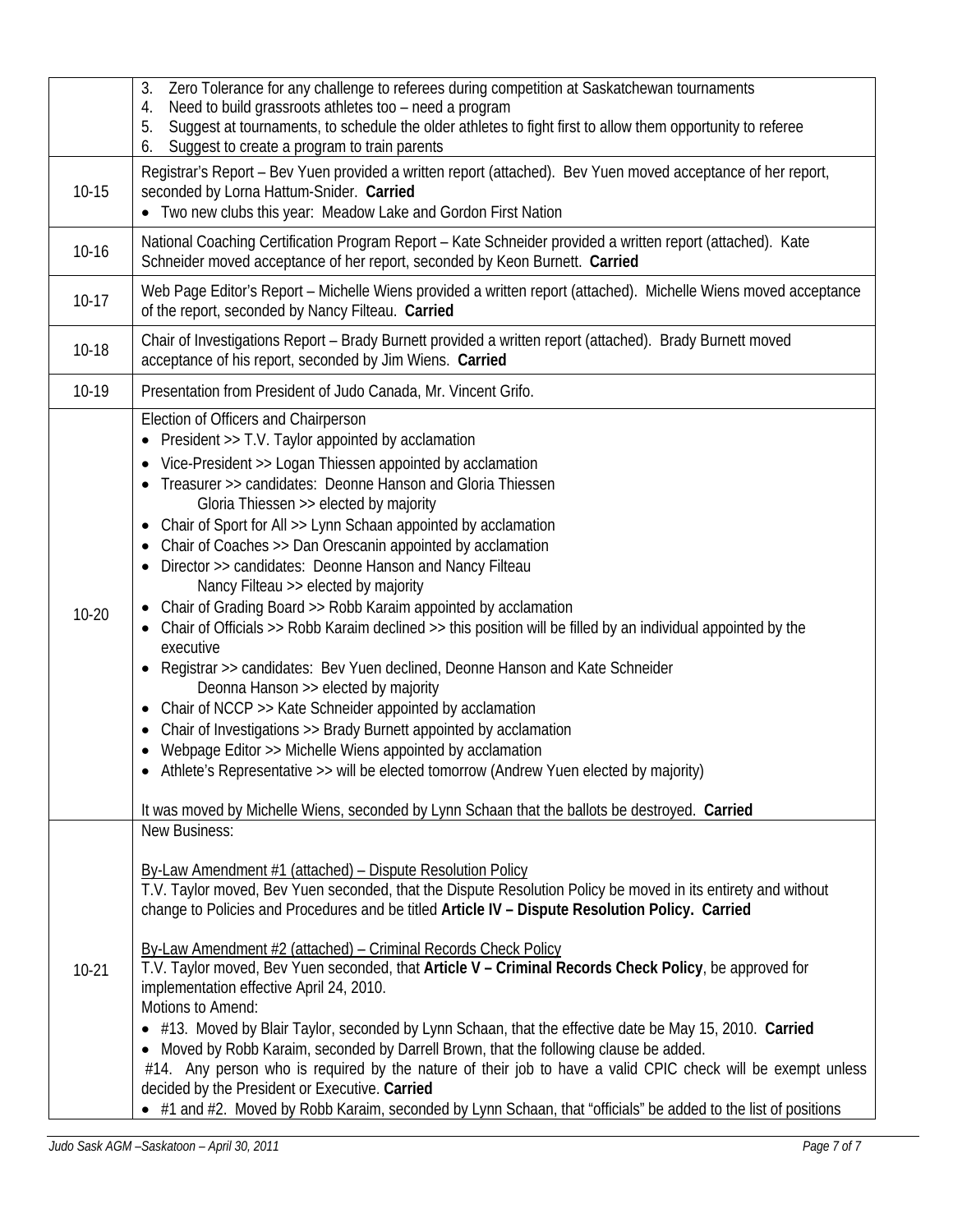| | |
|---|---|
| | 3. Zero Tolerance for any challenge to referees during competition at Saskatchewan tournaments<br>4. Need to build grassroots athletes too – need a program<br>5. Suggest at tournaments, to schedule the older athletes to fight first to allow them opportunity to referee<br>6. Suggest to create a program to train parents |
| 10-15 | Registrar's Report – Bev Yuen provided a written report (attached). Bev Yuen moved acceptance of her report, seconded by Lorna Hattum-Snider. **Carried**<br>• Two new clubs this year: Meadow Lake and Gordon First Nation |
| 10-16 | National Coaching Certification Program Report – Kate Schneider provided a written report (attached). Kate Schneider moved acceptance of her report, seconded by Keon Burnett. **Carried** |
| 10-17 | Web Page Editor's Report – Michelle Wiens provided a written report (attached). Michelle Wiens moved acceptance of the report, seconded by Nancy Filteau. **Carried** |
| 10-18 | Chair of Investigations Report – Brady Burnett provided a written report (attached). Brady Burnett moved acceptance of his report, seconded by Jim Wiens. **Carried** |
| 10-19 | Presentation from President of Judo Canada, Mr. Vincent Grifo. |
| 10-20 | Election of Officers and Chairperson<br>• President >> T.V. Taylor appointed by acclamation<br>• Vice-President >> Logan Thiessen appointed by acclamation<br>• Treasurer >> candidates: Deonne Hanson and Gloria Thiessen<br>    Gloria Thiessen >> elected by majority<br>• Chair of Sport for All >> Lynn Schaan appointed by acclamation<br>• Chair of Coaches >> Dan Orescanin appointed by acclamation<br>• Director >> candidates: Deonne Hanson and Nancy Filteau<br>    Nancy Filteau >> elected by majority<br>• Chair of Grading Board >> Robb Karaim appointed by acclamation<br>• Chair of Officials >> Robb Karaim declined >> this position will be filled by an individual appointed by the executive<br>• Registrar >> candidates: Bev Yuen declined, Deonne Hanson and Kate Schneider<br>    Deonna Hanson >> elected by majority<br>• Chair of NCCP >> Kate Schneider appointed by acclamation<br>• Chair of Investigations >> Brady Burnett appointed by acclamation<br>• Webpage Editor >> Michelle Wiens appointed by acclamation<br>• Athlete's Representative >> will be elected tomorrow (Andrew Yuen elected by majority)<br><br>It was moved by Michelle Wiens, seconded by Lynn Schaan that the ballots be destroyed. **Carried** |
| 10-21 | New Business:<br><br>By-Law Amendment #1 (attached) – Dispute Resolution Policy<br>T.V. Taylor moved, Bev Yuen seconded, that the Dispute Resolution Policy be moved in its entirety and without change to Policies and Procedures and be titled **Article IV – Dispute Resolution Policy. Carried**<br><br>By-Law Amendment #2 (attached) – Criminal Records Check Policy<br>T.V. Taylor moved, Bev Yuen seconded, that **Article V – Criminal Records Check Policy**, be approved for implementation effective April 24, 2010.<br>Motions to Amend:<br>• #13. Moved by Blair Taylor, seconded by Lynn Schaan, that the effective date be May 15, 2010. **Carried**<br>• Moved by Robb Karaim, seconded by Darrell Brown, that the following clause be added.<br>#14. Any person who is required by the nature of their job to have a valid CPIC check will be exempt unless decided by the President or Executive. **Carried**<br>• #1 and #2. Moved by Robb Karaim, seconded by Lynn Schaan, that "officials" be added to the list of positions |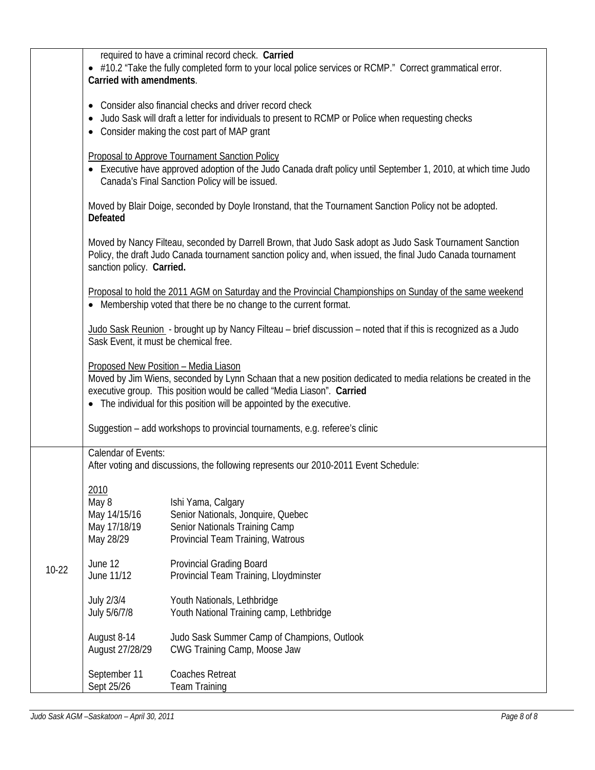| | |
|---|---|
| | required to have a criminal record check. **Carried**<br>• #10.2 "Take the fully completed form to your local police services or RCMP." Correct grammatical error. **Carried with amendments**.<br><br>• Consider also financial checks and driver record check<br>• Judo Sask will draft a letter for individuals to present to RCMP or Police when requesting checks<br>• Consider making the cost part of MAP grant<br><br>Proposal to Approve Tournament Sanction Policy<br>• Executive have approved adoption of the Judo Canada draft policy until September 1, 2010, at which time Judo Canada's Final Sanction Policy will be issued.<br><br>Moved by Blair Doige, seconded by Doyle Ironstand, that the Tournament Sanction Policy not be adopted. **Defeated**<br><br>Moved by Nancy Filteau, seconded by Darrell Brown, that Judo Sask adopt as Judo Sask Tournament Sanction Policy, the draft Judo Canada tournament sanction policy and, when issued, the final Judo Canada tournament sanction policy. **Carried.**<br><br>Proposal to hold the 2011 AGM on Saturday and the Provincial Championships on Sunday of the same weekend<br>• Membership voted that there be no change to the current format.<br><br>Judo Sask Reunion - brought up by Nancy Filteau – brief discussion – noted that if this is recognized as a Judo Sask Event, it must be chemical free.<br><br>Proposed New Position – Media Liason<br>Moved by Jim Wiens, seconded by Lynn Schaan that a new position dedicated to media relations be created in the executive group. This position would be called "Media Liason". **Carried**<br>• The individual for this position will be appointed by the executive.<br><br>Suggestion – add workshops to provincial tournaments, e.g. referee's clinic |
| 10-22 | Calendar of Events:<br>After voting and discussions, the following represents our 2010-2011 Event Schedule:<br><br>2010<br>May 8 — Ishi Yama, Calgary<br>May 14/15/16 — Senior Nationals, Jonquire, Quebec<br>May 17/18/19 — Senior Nationals Training Camp<br>May 28/29 — Provincial Team Training, Watrous<br><br>June 12 — Provincial Grading Board<br>June 11/12 — Provincial Team Training, Lloydminster<br><br>July 2/3/4 — Youth Nationals, Lethbridge<br>July 5/6/7/8 — Youth National Training camp, Lethbridge<br><br>August 8-14 — Judo Sask Summer Camp of Champions, Outlook<br>August 27/28/29 — CWG Training Camp, Moose Jaw<br><br>September 11 — Coaches Retreat<br>Sept 25/26 — Team Training |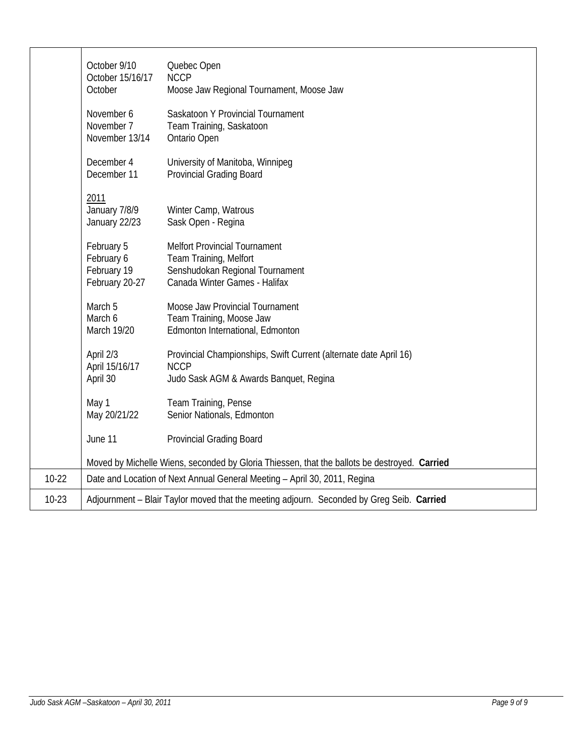| | |
|---|---|
| | October 9/10 Quebec Open<br>October 15/16/17 NCCP<br>October Moose Jaw Regional Tournament, Moose Jaw<br><br>November 6 Saskatoon Y Provincial Tournament<br>November 7 Team Training, Saskatoon<br>November 13/14 Ontario Open<br><br>December 4 University of Manitoba, Winnipeg<br>December 11 Provincial Grading Board<br><br><u>2011</u><br>January 7/8/9 Winter Camp, Watrous<br>January 22/23 Sask Open - Regina<br><br>February 5 Melfort Provincial Tournament<br>February 6 Team Training, Melfort<br>February 19 Senshudokan Regional Tournament<br>February 20-27 Canada Winter Games - Halifax<br><br>March 5 Moose Jaw Provincial Tournament<br>March 6 Team Training, Moose Jaw<br>March 19/20 Edmonton International, Edmonton<br><br>April 2/3 Provincial Championships, Swift Current (alternate date April 16)<br>April 15/16/17 NCCP<br>April 30 Judo Sask AGM & Awards Banquet, Regina<br><br>May 1 Team Training, Pense<br>May 20/21/22 Senior Nationals, Edmonton<br><br>June 11 Provincial Grading Board<br><br>Moved by Michelle Wiens, seconded by Gloria Thiessen, that the ballots be destroyed. **Carried** |
| 10-22 | Date and Location of Next Annual General Meeting – April 30, 2011, Regina |
| 10-23 | Adjournment – Blair Taylor moved that the meeting adjourn. Seconded by Greg Seib. **Carried** |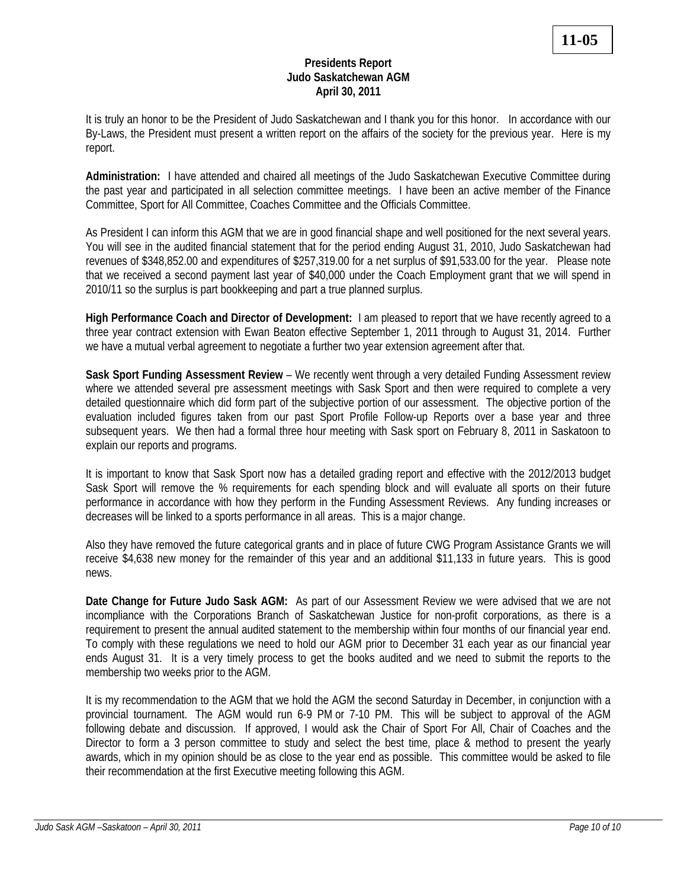**11-05**

**Presidents Report**
**Judo Saskatchewan AGM**
**April 30, 2011**

It is truly an honor to be the President of Judo Saskatchewan and I thank you for this honor. In accordance with our By-Laws, the President must present a written report on the affairs of the society for the previous year. Here is my report.

**Administration:** I have attended and chaired all meetings of the Judo Saskatchewan Executive Committee during the past year and participated in all selection committee meetings. I have been an active member of the Finance Committee, Sport for All Committee, Coaches Committee and the Officials Committee.

As President I can inform this AGM that we are in good financial shape and well positioned for the next several years. You will see in the audited financial statement that for the period ending August 31, 2010, Judo Saskatchewan had revenues of $348,852.00 and expenditures of $257,319.00 for a net surplus of $91,533.00 for the year. Please note that we received a second payment last year of $40,000 under the Coach Employment grant that we will spend in 2010/11 so the surplus is part bookkeeping and part a true planned surplus.

**High Performance Coach and Director of Development:** I am pleased to report that we have recently agreed to a three year contract extension with Ewan Beaton effective September 1, 2011 through to August 31, 2014. Further we have a mutual verbal agreement to negotiate a further two year extension agreement after that.

**Sask Sport Funding Assessment Review** – We recently went through a very detailed Funding Assessment review where we attended several pre assessment meetings with Sask Sport and then were required to complete a very detailed questionnaire which did form part of the subjective portion of our assessment. The objective portion of the evaluation included figures taken from our past Sport Profile Follow-up Reports over a base year and three subsequent years. We then had a formal three hour meeting with Sask sport on February 8, 2011 in Saskatoon to explain our reports and programs.

It is important to know that Sask Sport now has a detailed grading report and effective with the 2012/2013 budget Sask Sport will remove the % requirements for each spending block and will evaluate all sports on their future performance in accordance with how they perform in the Funding Assessment Reviews. Any funding increases or decreases will be linked to a sports performance in all areas. This is a major change.

Also they have removed the future categorical grants and in place of future CWG Program Assistance Grants we will receive $4,638 new money for the remainder of this year and an additional $11,133 in future years. This is good news.

**Date Change for Future Judo Sask AGM:** As part of our Assessment Review we were advised that we are not incompliance with the Corporations Branch of Saskatchewan Justice for non-profit corporations, as there is a requirement to present the annual audited statement to the membership within four months of our financial year end. To comply with these regulations we need to hold our AGM prior to December 31 each year as our financial year ends August 31. It is a very timely process to get the books audited and we need to submit the reports to the membership two weeks prior to the AGM.

It is my recommendation to the AGM that we hold the AGM the second Saturday in December, in conjunction with a provincial tournament. The AGM would run 6-9 PM or 7-10 PM. This will be subject to approval of the AGM following debate and discussion. If approved, I would ask the Chair of Sport For All, Chair of Coaches and the Director to form a 3 person committee to study and select the best time, place & method to present the yearly awards, which in my opinion should be as close to the year end as possible. This committee would be asked to file their recommendation at the first Executive meeting following this AGM.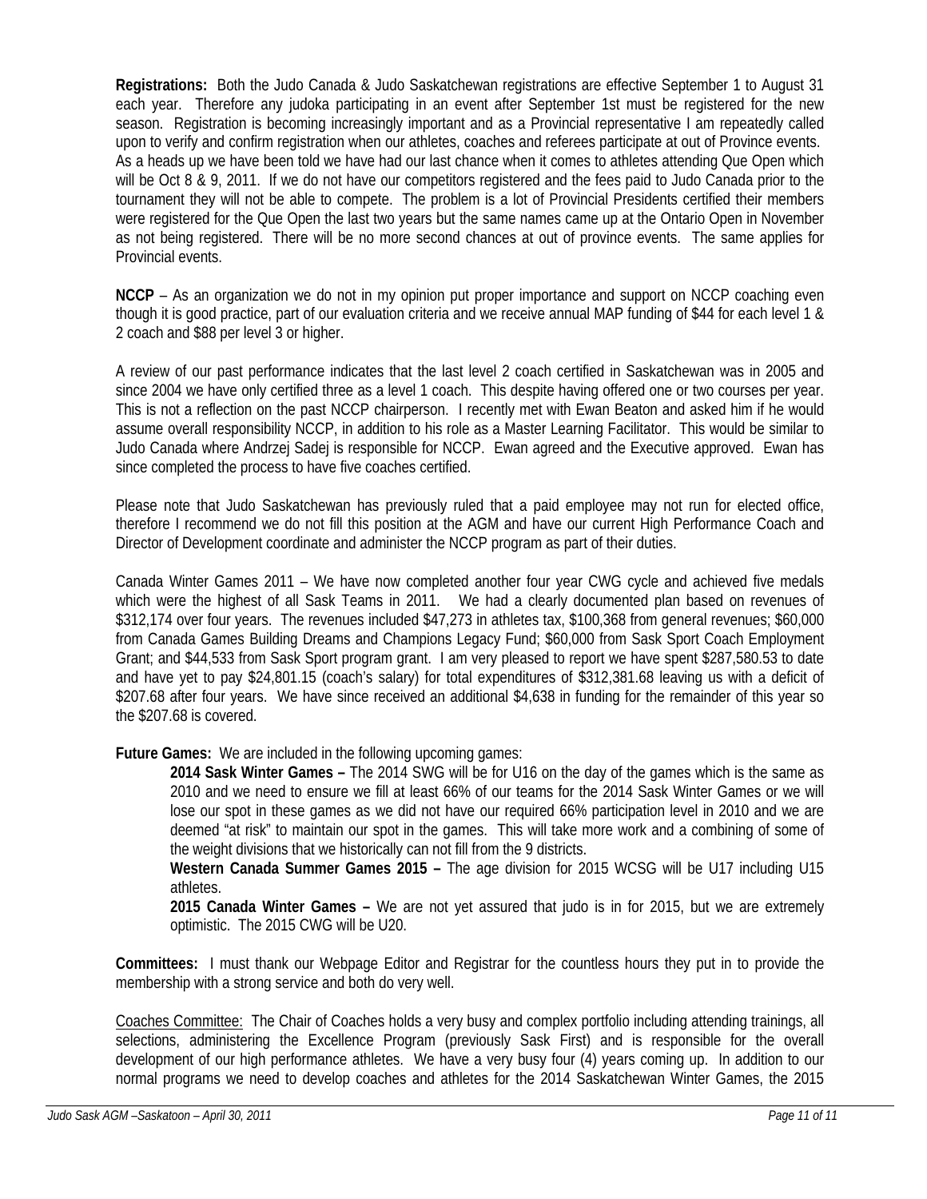**Registrations:** Both the Judo Canada & Judo Saskatchewan registrations are effective September 1 to August 31 each year. Therefore any judoka participating in an event after September 1st must be registered for the new season. Registration is becoming increasingly important and as a Provincial representative I am repeatedly called upon to verify and confirm registration when our athletes, coaches and referees participate at out of Province events. As a heads up we have been told we have had our last chance when it comes to athletes attending Que Open which will be Oct 8 & 9, 2011. If we do not have our competitors registered and the fees paid to Judo Canada prior to the tournament they will not be able to compete. The problem is a lot of Provincial Presidents certified their members were registered for the Que Open the last two years but the same names came up at the Ontario Open in November as not being registered. There will be no more second chances at out of province events. The same applies for Provincial events.

**NCCP** – As an organization we do not in my opinion put proper importance and support on NCCP coaching even though it is good practice, part of our evaluation criteria and we receive annual MAP funding of $44 for each level 1 & 2 coach and $88 per level 3 or higher.

A review of our past performance indicates that the last level 2 coach certified in Saskatchewan was in 2005 and since 2004 we have only certified three as a level 1 coach. This despite having offered one or two courses per year. This is not a reflection on the past NCCP chairperson. I recently met with Ewan Beaton and asked him if he would assume overall responsibility NCCP, in addition to his role as a Master Learning Facilitator. This would be similar to Judo Canada where Andrzej Sadej is responsible for NCCP. Ewan agreed and the Executive approved. Ewan has since completed the process to have five coaches certified.

Please note that Judo Saskatchewan has previously ruled that a paid employee may not run for elected office, therefore I recommend we do not fill this position at the AGM and have our current High Performance Coach and Director of Development coordinate and administer the NCCP program as part of their duties.

Canada Winter Games 2011 – We have now completed another four year CWG cycle and achieved five medals which were the highest of all Sask Teams in 2011. We had a clearly documented plan based on revenues of $312,174 over four years. The revenues included $47,273 in athletes tax, $100,368 from general revenues; $60,000 from Canada Games Building Dreams and Champions Legacy Fund; $60,000 from Sask Sport Coach Employment Grant; and $44,533 from Sask Sport program grant. I am very pleased to report we have spent $287,580.53 to date and have yet to pay $24,801.15 (coach's salary) for total expenditures of $312,381.68 leaving us with a deficit of $207.68 after four years. We have since received an additional $4,638 in funding for the remainder of this year so the $207.68 is covered.

**Future Games:** We are included in the following upcoming games:

> **2014 Sask Winter Games –** The 2014 SWG will be for U16 on the day of the games which is the same as 2010 and we need to ensure we fill at least 66% of our teams for the 2014 Sask Winter Games or we will lose our spot in these games as we did not have our required 66% participation level in 2010 and we are deemed "at risk" to maintain our spot in the games. This will take more work and a combining of some of the weight divisions that we historically can not fill from the 9 districts.
>
> **Western Canada Summer Games 2015 –** The age division for 2015 WCSG will be U17 including U15 athletes.
>
> **2015 Canada Winter Games –** We are not yet assured that judo is in for 2015, but we are extremely optimistic. The 2015 CWG will be U20.

**Committees:** I must thank our Webpage Editor and Registrar for the countless hours they put in to provide the membership with a strong service and both do very well.

Coaches Committee: The Chair of Coaches holds a very busy and complex portfolio including attending trainings, all selections, administering the Excellence Program (previously Sask First) and is responsible for the overall development of our high performance athletes. We have a very busy four (4) years coming up. In addition to our normal programs we need to develop coaches and athletes for the 2014 Saskatchewan Winter Games, the 2015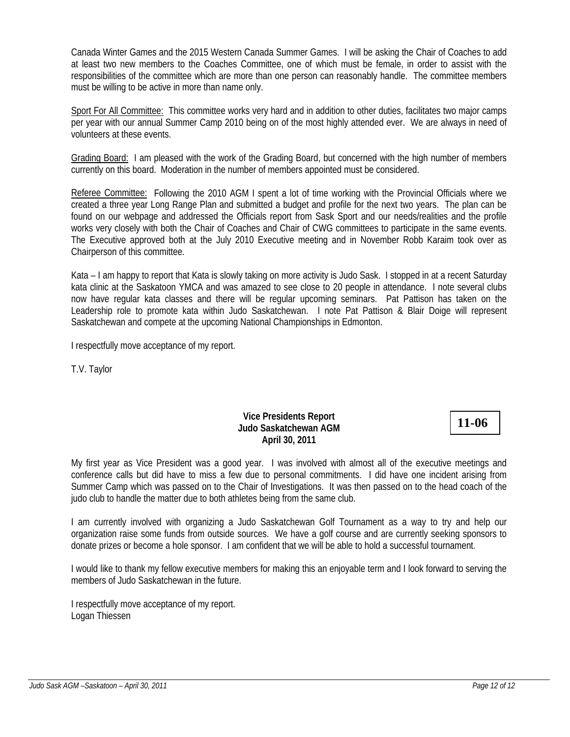Canada Winter Games and the 2015 Western Canada Summer Games. I will be asking the Chair of Coaches to add at least two new members to the Coaches Committee, one of which must be female, in order to assist with the responsibilities of the committee which are more than one person can reasonably handle. The committee members must be willing to be active in more than name only.

Sport For All Committee: This committee works very hard and in addition to other duties, facilitates two major camps per year with our annual Summer Camp 2010 being on of the most highly attended ever. We are always in need of volunteers at these events.

Grading Board: I am pleased with the work of the Grading Board, but concerned with the high number of members currently on this board. Moderation in the number of members appointed must be considered.

Referee Committee: Following the 2010 AGM I spent a lot of time working with the Provincial Officials where we created a three year Long Range Plan and submitted a budget and profile for the next two years. The plan can be found on our webpage and addressed the Officials report from Sask Sport and our needs/realities and the profile works very closely with both the Chair of Coaches and Chair of CWG committees to participate in the same events. The Executive approved both at the July 2010 Executive meeting and in November Robb Karaim took over as Chairperson of this committee.

Kata – I am happy to report that Kata is slowly taking on more activity is Judo Sask. I stopped in at a recent Saturday kata clinic at the Saskatoon YMCA and was amazed to see close to 20 people in attendance. I note several clubs now have regular kata classes and there will be regular upcoming seminars. Pat Pattison has taken on the Leadership role to promote kata within Judo Saskatchewan. I note Pat Pattison & Blair Doige will represent Saskatchewan and compete at the upcoming National Championships in Edmonton.

I respectfully move acceptance of my report.

T.V. Taylor

**Vice Presidents Report**
**Judo Saskatchewan AGM**
**April 30, 2011**

**11-06**

My first year as Vice President was a good year. I was involved with almost all of the executive meetings and conference calls but did have to miss a few due to personal commitments. I did have one incident arising from Summer Camp which was passed on to the Chair of Investigations. It was then passed on to the head coach of the judo club to handle the matter due to both athletes being from the same club.

I am currently involved with organizing a Judo Saskatchewan Golf Tournament as a way to try and help our organization raise some funds from outside sources. We have a golf course and are currently seeking sponsors to donate prizes or become a hole sponsor. I am confident that we will be able to hold a successful tournament.

I would like to thank my fellow executive members for making this an enjoyable term and I look forward to serving the members of Judo Saskatchewan in the future.

I respectfully move acceptance of my report.
Logan Thiessen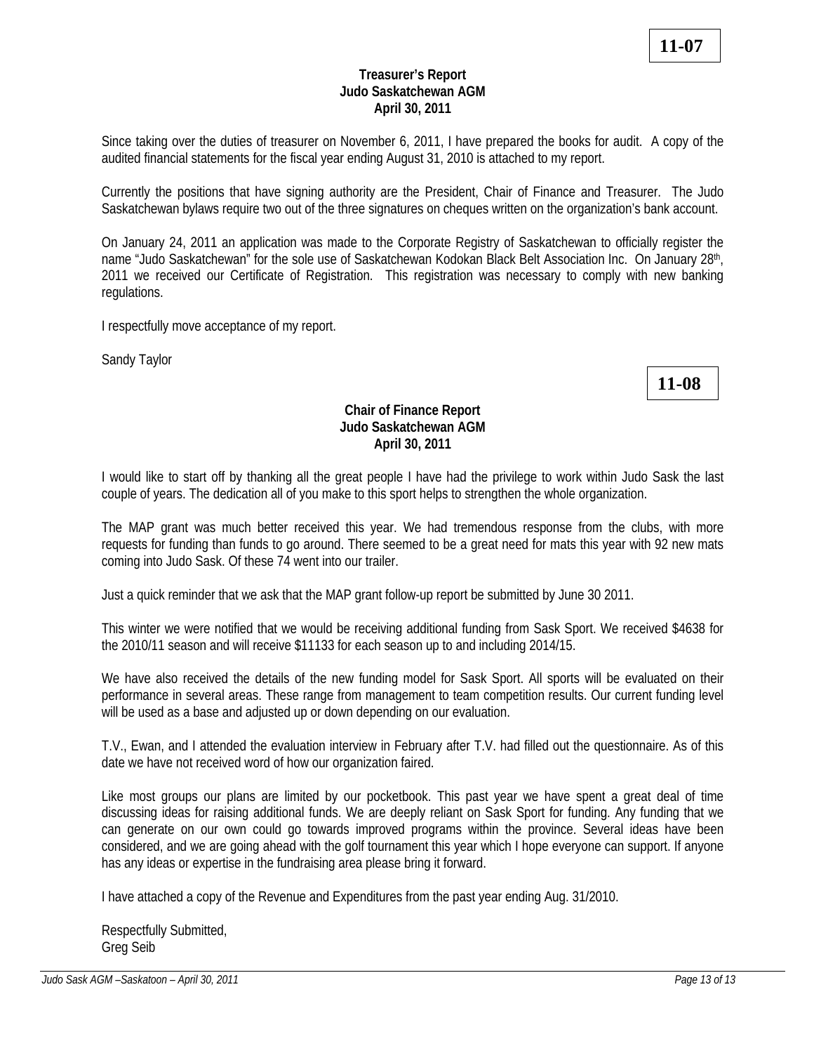**11-07**

### Treasurer's Report
### Judo Saskatchewan AGM
### April 30, 2011

Since taking over the duties of treasurer on November 6, 2011, I have prepared the books for audit. A copy of the audited financial statements for the fiscal year ending August 31, 2010 is attached to my report.

Currently the positions that have signing authority are the President, Chair of Finance and Treasurer. The Judo Saskatchewan bylaws require two out of the three signatures on cheques written on the organization's bank account.

On January 24, 2011 an application was made to the Corporate Registry of Saskatchewan to officially register the name "Judo Saskatchewan" for the sole use of Saskatchewan Kodokan Black Belt Association Inc. On January 28th, 2011 we received our Certificate of Registration. This registration was necessary to comply with new banking regulations.

I respectfully move acceptance of my report.

Sandy Taylor

**11-08**

### Chair of Finance Report
### Judo Saskatchewan AGM
### April 30, 2011

I would like to start off by thanking all the great people I have had the privilege to work within Judo Sask the last couple of years. The dedication all of you make to this sport helps to strengthen the whole organization.

The MAP grant was much better received this year. We had tremendous response from the clubs, with more requests for funding than funds to go around. There seemed to be a great need for mats this year with 92 new mats coming into Judo Sask. Of these 74 went into our trailer.

Just a quick reminder that we ask that the MAP grant follow-up report be submitted by June 30 2011.

This winter we were notified that we would be receiving additional funding from Sask Sport. We received $4638 for the 2010/11 season and will receive $11133 for each season up to and including 2014/15.

We have also received the details of the new funding model for Sask Sport. All sports will be evaluated on their performance in several areas. These range from management to team competition results. Our current funding level will be used as a base and adjusted up or down depending on our evaluation.

T.V., Ewan, and I attended the evaluation interview in February after T.V. had filled out the questionnaire. As of this date we have not received word of how our organization faired.

Like most groups our plans are limited by our pocketbook. This past year we have spent a great deal of time discussing ideas for raising additional funds. We are deeply reliant on Sask Sport for funding. Any funding that we can generate on our own could go towards improved programs within the province. Several ideas have been considered, and we are going ahead with the golf tournament this year which I hope everyone can support. If anyone has any ideas or expertise in the fundraising area please bring it forward.

I have attached a copy of the Revenue and Expenditures from the past year ending Aug. 31/2010.

Respectfully Submitted,
Greg Seib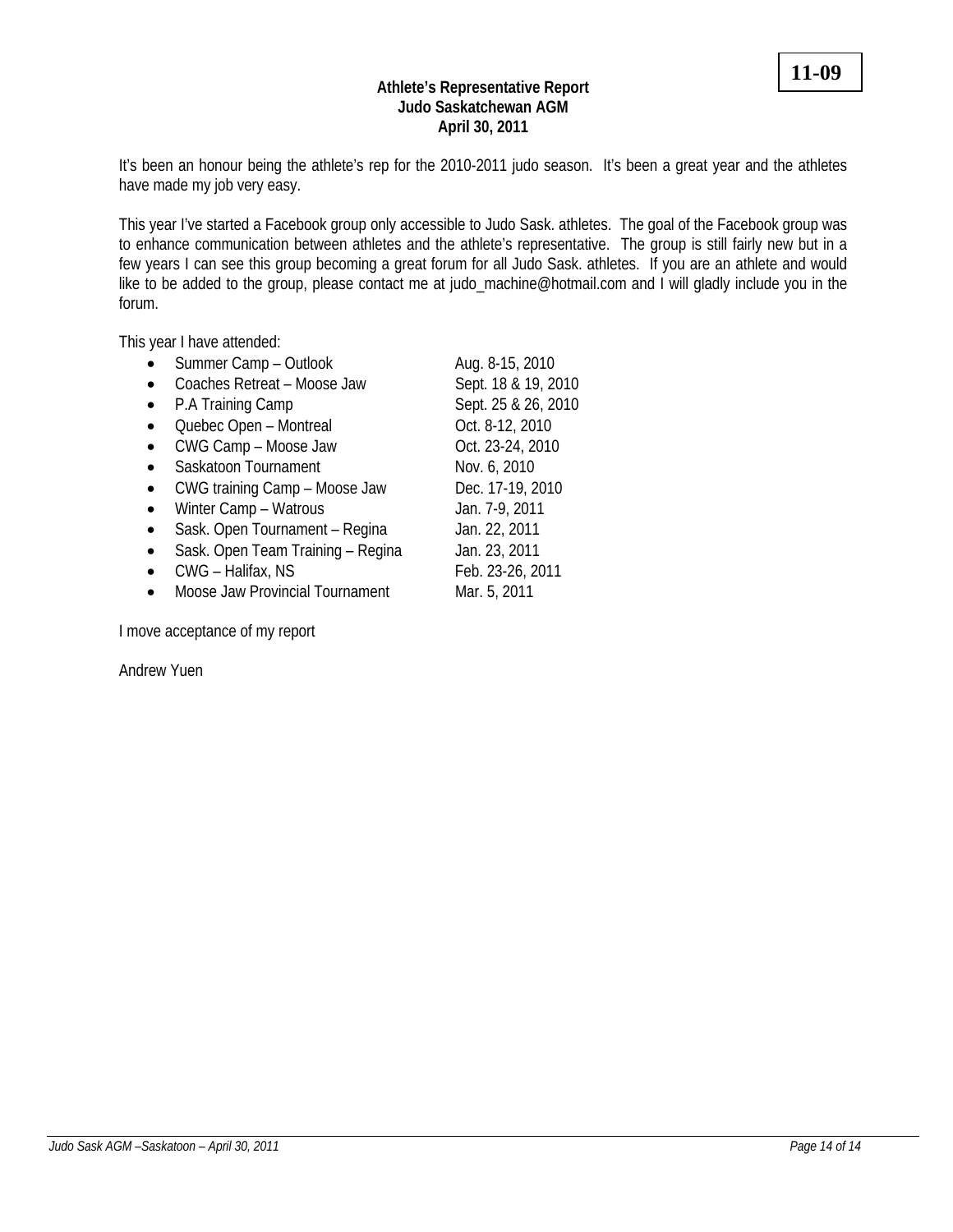**11-09**

# Athlete's Representative Report
## Judo Saskatchewan AGM
### April 30, 2011

It's been an honour being the athlete's rep for the 2010-2011 judo season. It's been a great year and the athletes have made my job very easy.

This year I've started a Facebook group only accessible to Judo Sask. athletes. The goal of the Facebook group was to enhance communication between athletes and the athlete's representative. The group is still fairly new but in a few years I can see this group becoming a great forum for all Judo Sask. athletes. If you are an athlete and would like to be added to the group, please contact me at judo_machine@hotmail.com and I will gladly include you in the forum.

This year I have attended:

- Summer Camp – Outlook Aug. 8-15, 2010
- Coaches Retreat – Moose Jaw Sept. 18 & 19, 2010
- P.A Training Camp Sept. 25 & 26, 2010
- Quebec Open – Montreal Oct. 8-12, 2010
- CWG Camp – Moose Jaw Oct. 23-24, 2010
- Saskatoon Tournament Nov. 6, 2010
- CWG training Camp – Moose Jaw Dec. 17-19, 2010
- Winter Camp – Watrous Jan. 7-9, 2011
- Sask. Open Tournament – Regina Jan. 22, 2011
- Sask. Open Team Training – Regina Jan. 23, 2011
- CWG – Halifax, NS Feb. 23-26, 2011
- Moose Jaw Provincial Tournament Mar. 5, 2011

I move acceptance of my report

Andrew Yuen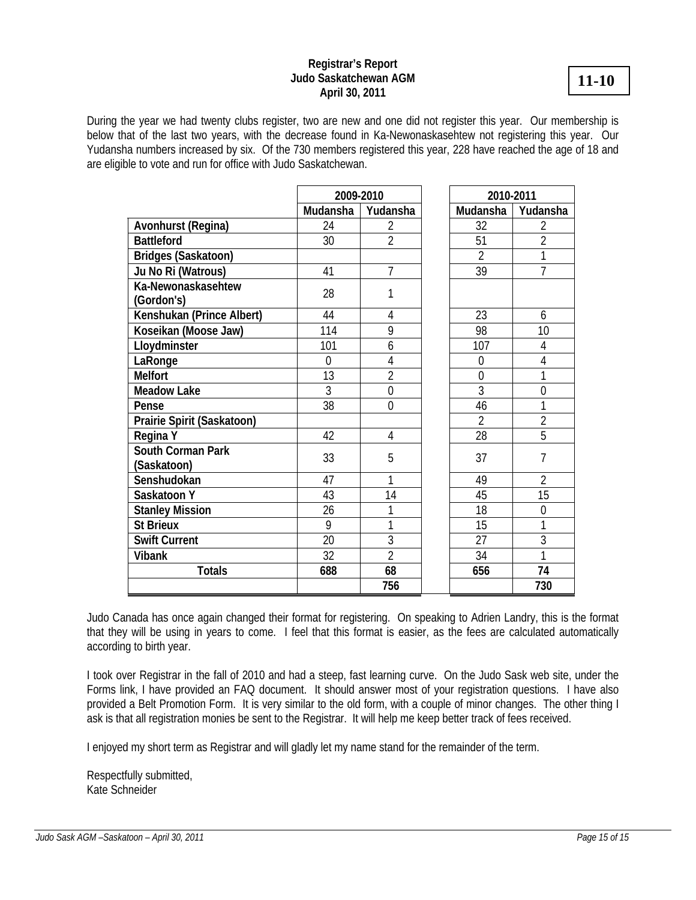**Registrar's Report**
**Judo Saskatchewan AGM**
**April 30, 2011**

**11-10**

During the year we had twenty clubs register, two are new and one did not register this year. Our membership is below that of the last two years, with the decrease found in Ka-Newonaskasehtew not registering this year. Our Yudansha numbers increased by six. Of the 730 members registered this year, 228 have reached the age of 18 and are eligible to vote and run for office with Judo Saskatchewan.

| | 2009-2010 | | 2010-2011 | |
|---|---|---|---|---|
| | **Mudansha** | **Yudansha** | **Mudansha** | **Yudansha** |
| **Avonhurst (Regina)** | 24 | 2 | 32 | 2 |
| **Battleford** | 30 | 2 | 51 | 2 |
| **Bridges (Saskatoon)** | | | 2 | 1 |
| **Ju No Ri (Watrous)** | 41 | 7 | 39 | 7 |
| **Ka-Newonaskasehtew (Gordon's)** | 28 | 1 | | |
| **Kenshukan (Prince Albert)** | 44 | 4 | 23 | 6 |
| **Koseikan (Moose Jaw)** | 114 | 9 | 98 | 10 |
| **Lloydminster** | 101 | 6 | 107 | 4 |
| **LaRonge** | 0 | 4 | 0 | 4 |
| **Melfort** | 13 | 2 | 0 | 1 |
| **Meadow Lake** | 3 | 0 | 3 | 0 |
| **Pense** | 38 | 0 | 46 | 1 |
| **Prairie Spirit (Saskatoon)** | | | 2 | 2 |
| **Regina Y** | 42 | 4 | 28 | 5 |
| **South Corman Park (Saskatoon)** | 33 | 5 | 37 | 7 |
| **Senshudokan** | 47 | 1 | 49 | 2 |
| **Saskatoon Y** | 43 | 14 | 45 | 15 |
| **Stanley Mission** | 26 | 1 | 18 | 0 |
| **St Brieux** | 9 | 1 | 15 | 1 |
| **Swift Current** | 20 | 3 | 27 | 3 |
| **Vibank** | 32 | 2 | 34 | 1 |
| **Totals** | **688** | **68** | **656** | **74** |
| | | **756** | | **730** |

Judo Canada has once again changed their format for registering. On speaking to Adrien Landry, this is the format that they will be using in years to come. I feel that this format is easier, as the fees are calculated automatically according to birth year.

I took over Registrar in the fall of 2010 and had a steep, fast learning curve. On the Judo Sask web site, under the Forms link, I have provided an FAQ document. It should answer most of your registration questions. I have also provided a Belt Promotion Form. It is very similar to the old form, with a couple of minor changes. The other thing I ask is that all registration monies be sent to the Registrar. It will help me keep better track of fees received.

I enjoyed my short term as Registrar and will gladly let my name stand for the remainder of the term.

Respectfully submitted,
Kate Schneider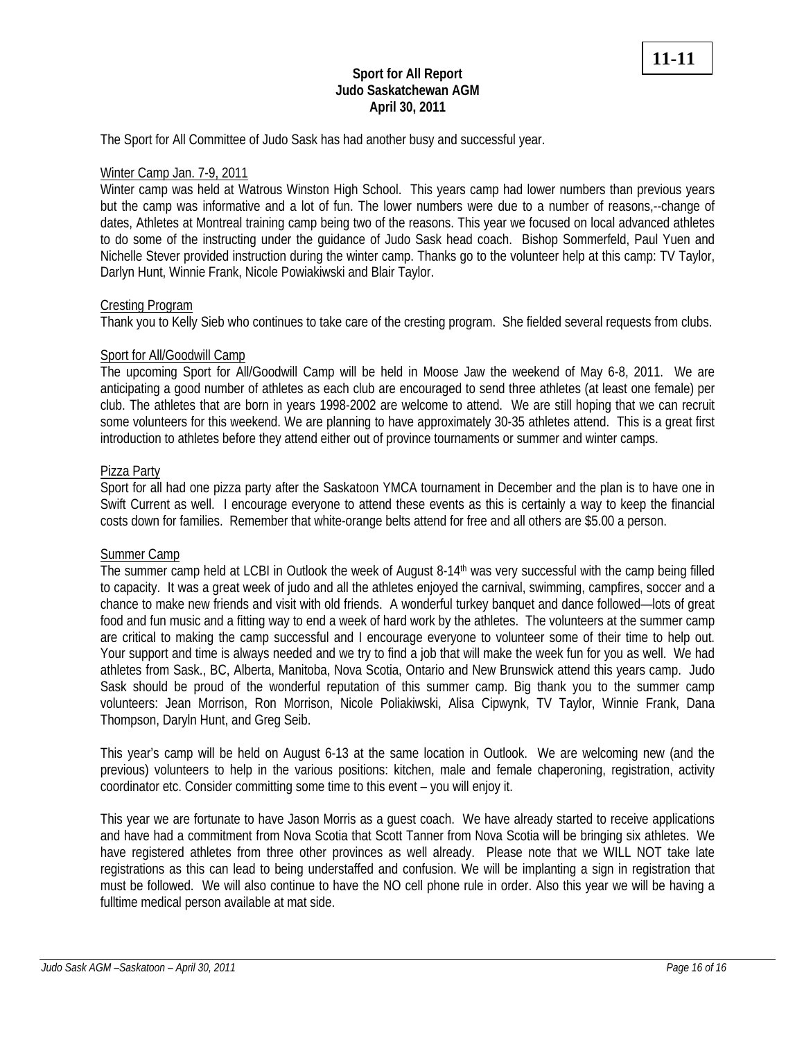**11-11**

**Sport for All Report**
**Judo Saskatchewan AGM**
**April 30, 2011**

The Sport for All Committee of Judo Sask has had another busy and successful year.

Winter Camp Jan. 7-9, 2011

Winter camp was held at Watrous Winston High School. This years camp had lower numbers than previous years but the camp was informative and a lot of fun. The lower numbers were due to a number of reasons,--change of dates, Athletes at Montreal training camp being two of the reasons. This year we focused on local advanced athletes to do some of the instructing under the guidance of Judo Sask head coach. Bishop Sommerfeld, Paul Yuen and Nichelle Stever provided instruction during the winter camp. Thanks go to the volunteer help at this camp: TV Taylor, Darlyn Hunt, Winnie Frank, Nicole Powiakiwski and Blair Taylor.

Cresting Program

Thank you to Kelly Sieb who continues to take care of the cresting program. She fielded several requests from clubs.

Sport for All/Goodwill Camp

The upcoming Sport for All/Goodwill Camp will be held in Moose Jaw the weekend of May 6-8, 2011. We are anticipating a good number of athletes as each club are encouraged to send three athletes (at least one female) per club. The athletes that are born in years 1998-2002 are welcome to attend. We are still hoping that we can recruit some volunteers for this weekend. We are planning to have approximately 30-35 athletes attend. This is a great first introduction to athletes before they attend either out of province tournaments or summer and winter camps.

Pizza Party

Sport for all had one pizza party after the Saskatoon YMCA tournament in December and the plan is to have one in Swift Current as well. I encourage everyone to attend these events as this is certainly a way to keep the financial costs down for families. Remember that white-orange belts attend for free and all others are $5.00 a person.

Summer Camp

The summer camp held at LCBI in Outlook the week of August 8-14th was very successful with the camp being filled to capacity. It was a great week of judo and all the athletes enjoyed the carnival, swimming, campfires, soccer and a chance to make new friends and visit with old friends. A wonderful turkey banquet and dance followed—lots of great food and fun music and a fitting way to end a week of hard work by the athletes. The volunteers at the summer camp are critical to making the camp successful and I encourage everyone to volunteer some of their time to help out. Your support and time is always needed and we try to find a job that will make the week fun for you as well. We had athletes from Sask., BC, Alberta, Manitoba, Nova Scotia, Ontario and New Brunswick attend this years camp. Judo Sask should be proud of the wonderful reputation of this summer camp. Big thank you to the summer camp volunteers: Jean Morrison, Ron Morrison, Nicole Poliakiwski, Alisa Cipwynk, TV Taylor, Winnie Frank, Dana Thompson, Daryln Hunt, and Greg Seib.

This year's camp will be held on August 6-13 at the same location in Outlook. We are welcoming new (and the previous) volunteers to help in the various positions: kitchen, male and female chaperoning, registration, activity coordinator etc. Consider committing some time to this event – you will enjoy it.

This year we are fortunate to have Jason Morris as a guest coach. We have already started to receive applications and have had a commitment from Nova Scotia that Scott Tanner from Nova Scotia will be bringing six athletes. We have registered athletes from three other provinces as well already. Please note that we WILL NOT take late registrations as this can lead to being understaffed and confusion. We will be implanting a sign in registration that must be followed. We will also continue to have the NO cell phone rule in order. Also this year we will be having a fulltime medical person available at mat side.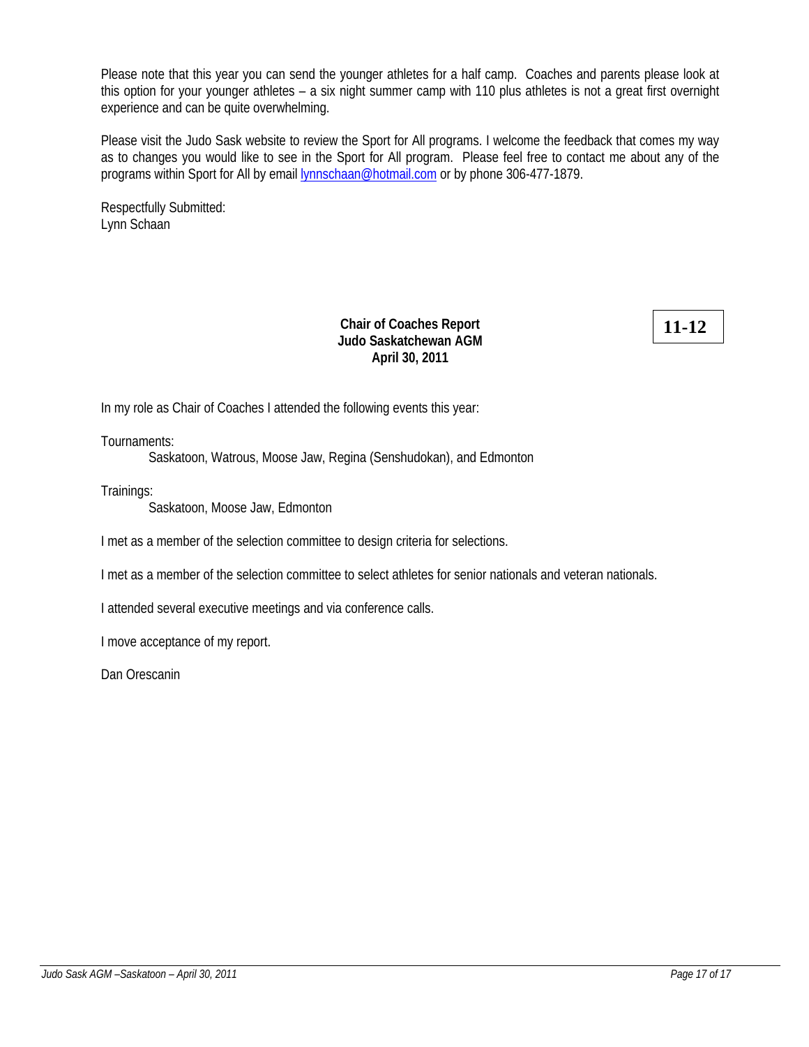Please note that this year you can send the younger athletes for a half camp. Coaches and parents please look at this option for your younger athletes – a six night summer camp with 110 plus athletes is not a great first overnight experience and can be quite overwhelming.

Please visit the Judo Sask website to review the Sport for All programs. I welcome the feedback that comes my way as to changes you would like to see in the Sport for All program. Please feel free to contact me about any of the programs within Sport for All by email lynnschaan@hotmail.com or by phone 306-477-1879.

Respectfully Submitted:
Lynn Schaan

**11-12**

**Chair of Coaches Report**
**Judo Saskatchewan AGM**
**April 30, 2011**

In my role as Chair of Coaches I attended the following events this year:

Tournaments:

Saskatoon, Watrous, Moose Jaw, Regina (Senshudokan), and Edmonton

Trainings:

Saskatoon, Moose Jaw, Edmonton

I met as a member of the selection committee to design criteria for selections.

I met as a member of the selection committee to select athletes for senior nationals and veteran nationals.

I attended several executive meetings and via conference calls.

I move acceptance of my report.

Dan Orescanin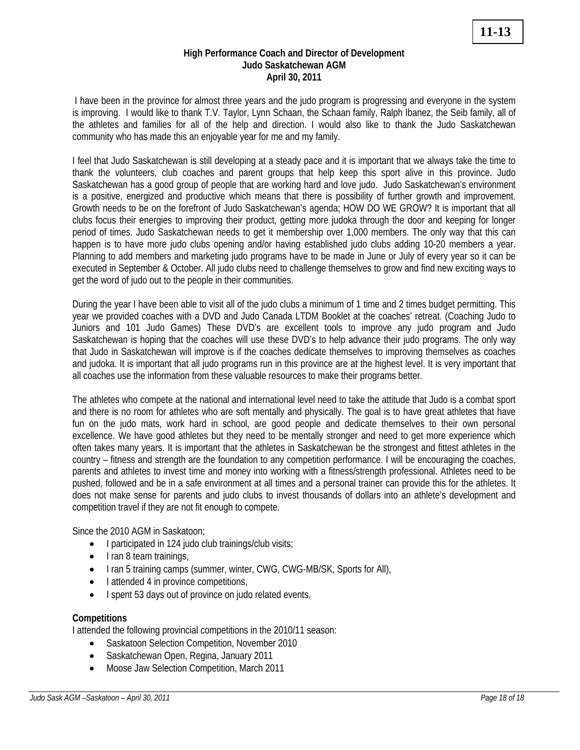**11-13**

**High Performance Coach and Director of Development**
**Judo Saskatchewan AGM**
**April 30, 2011**

I have been in the province for almost three years and the judo program is progressing and everyone in the system is improving. I would like to thank T.V. Taylor, Lynn Schaan, the Schaan family, Ralph Ibanez, the Seib family, all of the athletes and families for all of the help and direction. I would also like to thank the Judo Saskatchewan community who has made this an enjoyable year for me and my family.

I feel that Judo Saskatchewan is still developing at a steady pace and it is important that we always take the time to thank the volunteers, club coaches and parent groups that help keep this sport alive in this province. Judo Saskatchewan has a good group of people that are working hard and love judo. Judo Saskatchewan's environment is a positive, energized and productive which means that there is possibility of further growth and improvement. Growth needs to be on the forefront of Judo Saskatchewan's agenda; HOW DO WE GROW? It is important that all clubs focus their energies to improving their product, getting more judoka through the door and keeping for longer period of times. Judo Saskatchewan needs to get it membership over 1,000 members. The only way that this can happen is to have more judo clubs opening and/or having established judo clubs adding 10-20 members a year. Planning to add members and marketing judo programs have to be made in June or July of every year so it can be executed in September & October. All judo clubs need to challenge themselves to grow and find new exciting ways to get the word of judo out to the people in their communities.

During the year I have been able to visit all of the judo clubs a minimum of 1 time and 2 times budget permitting. This year we provided coaches with a DVD and Judo Canada LTDM Booklet at the coaches' retreat. (Coaching Judo to Juniors and 101 Judo Games) These DVD's are excellent tools to improve any judo program and Judo Saskatchewan is hoping that the coaches will use these DVD's to help advance their judo programs. The only way that Judo in Saskatchewan will improve is if the coaches dedicate themselves to improving themselves as coaches and judoka. It is important that all judo programs run in this province are at the highest level. It is very important that all coaches use the information from these valuable resources to make their programs better.

The athletes who compete at the national and international level need to take the attitude that Judo is a combat sport and there is no room for athletes who are soft mentally and physically. The goal is to have great athletes that have fun on the judo mats, work hard in school, are good people and dedicate themselves to their own personal excellence. We have good athletes but they need to be mentally stronger and need to get more experience which often takes many years. It is important that the athletes in Saskatchewan be the strongest and fittest athletes in the country – fitness and strength are the foundation to any competition performance. I will be encouraging the coaches, parents and athletes to invest time and money into working with a fitness/strength professional. Athletes need to be pushed, followed and be in a safe environment at all times and a personal trainer can provide this for the athletes. It does not make sense for parents and judo clubs to invest thousands of dollars into an athlete's development and competition travel if they are not fit enough to compete.

Since the 2010 AGM in Saskatoon;

- I participated in 124 judo club trainings/club visits;
- I ran 8 team trainings,
- I ran 5 training camps (summer, winter, CWG, CWG-MB/SK, Sports for All),
- I attended 4 in province competitions,
- I spent 53 days out of province on judo related events.

**Competitions**

I attended the following provincial competitions in the 2010/11 season:

- Saskatoon Selection Competition, November 2010
- Saskatchewan Open, Regina, January 2011
- Moose Jaw Selection Competition, March 2011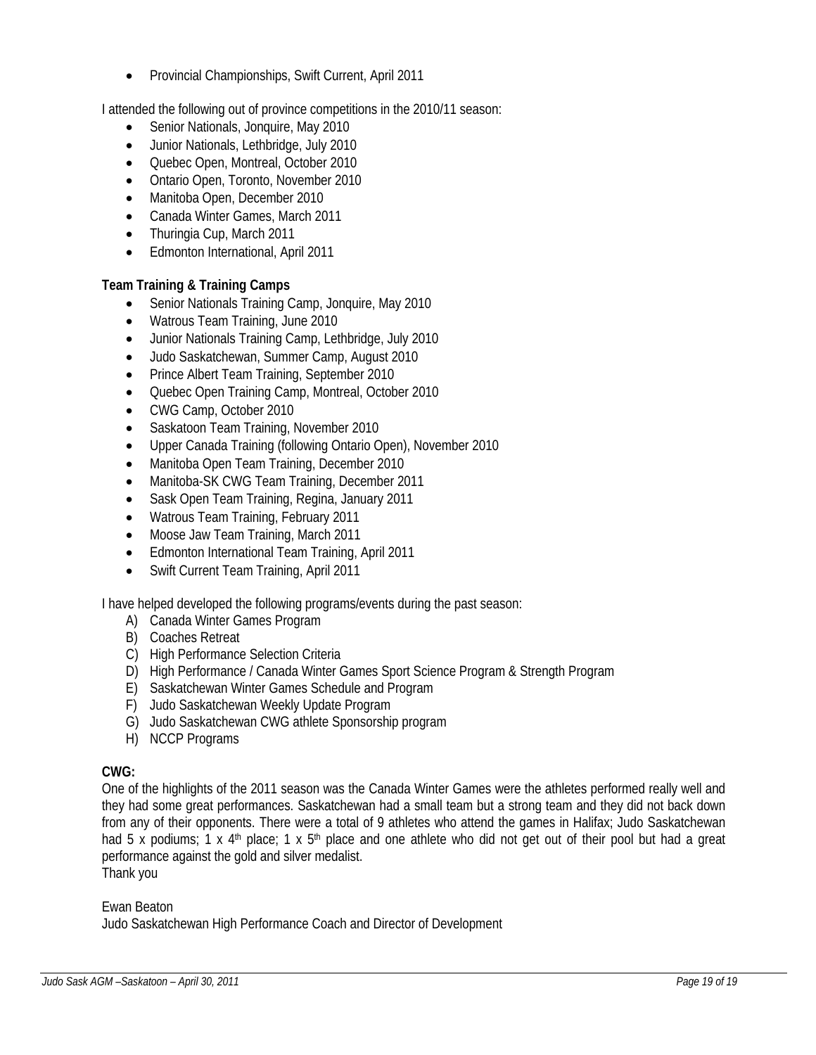- Provincial Championships, Swift Current, April 2011

I attended the following out of province competitions in the 2010/11 season:

- Senior Nationals, Jonquire, May 2010
- Junior Nationals, Lethbridge, July 2010
- Quebec Open, Montreal, October 2010
- Ontario Open, Toronto, November 2010
- Manitoba Open, December 2010
- Canada Winter Games, March 2011
- Thuringia Cup, March 2011
- Edmonton International, April 2011

**Team Training & Training Camps**

- Senior Nationals Training Camp, Jonquire, May 2010
- Watrous Team Training, June 2010
- Junior Nationals Training Camp, Lethbridge, July 2010
- Judo Saskatchewan, Summer Camp, August 2010
- Prince Albert Team Training, September 2010
- Quebec Open Training Camp, Montreal, October 2010
- CWG Camp, October 2010
- Saskatoon Team Training, November 2010
- Upper Canada Training (following Ontario Open), November 2010
- Manitoba Open Team Training, December 2010
- Manitoba-SK CWG Team Training, December 2011
- Sask Open Team Training, Regina, January 2011
- Watrous Team Training, February 2011
- Moose Jaw Team Training, March 2011
- Edmonton International Team Training, April 2011
- Swift Current Team Training, April 2011

I have helped developed the following programs/events during the past season:

A) Canada Winter Games Program
B) Coaches Retreat
C) High Performance Selection Criteria
D) High Performance / Canada Winter Games Sport Science Program & Strength Program
E) Saskatchewan Winter Games Schedule and Program
F) Judo Saskatchewan Weekly Update Program
G) Judo Saskatchewan CWG athlete Sponsorship program
H) NCCP Programs

**CWG:**

One of the highlights of the 2011 season was the Canada Winter Games were the athletes performed really well and they had some great performances. Saskatchewan had a small team but a strong team and they did not back down from any of their opponents. There were a total of 9 athletes who attend the games in Halifax; Judo Saskatchewan had 5 x podiums; 1 x 4th place; 1 x 5th place and one athlete who did not get out of their pool but had a great performance against the gold and silver medalist.

Thank you

Ewan Beaton
Judo Saskatchewan High Performance Coach and Director of Development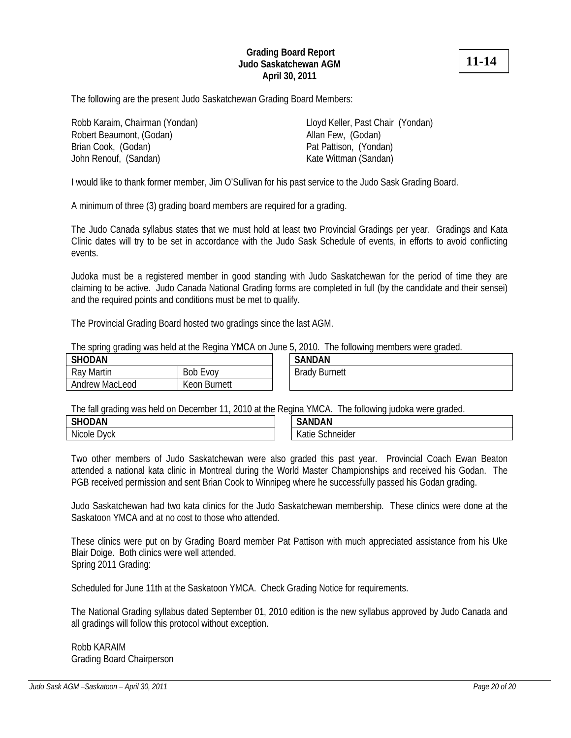**Grading Board Report**
**Judo Saskatchewan AGM**
**April 30, 2011**

**11-14**

The following are the present Judo Saskatchewan Grading Board Members:

Robb Karaim, Chairman (Yondan)
Robert Beaumont, (Godan)
Brian Cook, (Godan)
John Renouf, (Sandan)
Lloyd Keller, Past Chair (Yondan)
Allan Few, (Godan)
Pat Pattison, (Yondan)
Kate Wittman (Sandan)

I would like to thank former member, Jim O'Sullivan for his past service to the Judo Sask Grading Board.

A minimum of three (3) grading board members are required for a grading.

The Judo Canada syllabus states that we must hold at least two Provincial Gradings per year. Gradings and Kata Clinic dates will try to be set in accordance with the Judo Sask Schedule of events, in efforts to avoid conflicting events.

Judoka must be a registered member in good standing with Judo Saskatchewan for the period of time they are claiming to be active. Judo Canada National Grading forms are completed in full (by the candidate and their sensei) and the required points and conditions must be met to qualify.

The Provincial Grading Board hosted two gradings since the last AGM.

The spring grading was held at the Regina YMCA on June 5, 2010. The following members were graded.

| SHODAN | |
|---|---|
| Ray Martin | Bob Evoy |
| Andrew MacLeod | Keon Burnett |

| SANDAN |
|---|
| Brady Burnett |

The fall grading was held on December 11, 2010 at the Regina YMCA. The following judoka were graded.

| SHODAN |
|---|
| Nicole Dyck |

| SANDAN |
|---|
| Katie Schneider |

Two other members of Judo Saskatchewan were also graded this past year. Provincial Coach Ewan Beaton attended a national kata clinic in Montreal during the World Master Championships and received his Godan. The PGB received permission and sent Brian Cook to Winnipeg where he successfully passed his Godan grading.

Judo Saskatchewan had two kata clinics for the Judo Saskatchewan membership. These clinics were done at the Saskatoon YMCA and at no cost to those who attended.

These clinics were put on by Grading Board member Pat Pattison with much appreciated assistance from his Uke Blair Doige. Both clinics were well attended.
Spring 2011 Grading:

Scheduled for June 11th at the Saskatoon YMCA. Check Grading Notice for requirements.

The National Grading syllabus dated September 01, 2010 edition is the new syllabus approved by Judo Canada and all gradings will follow this protocol without exception.

Robb KARAIM
Grading Board Chairperson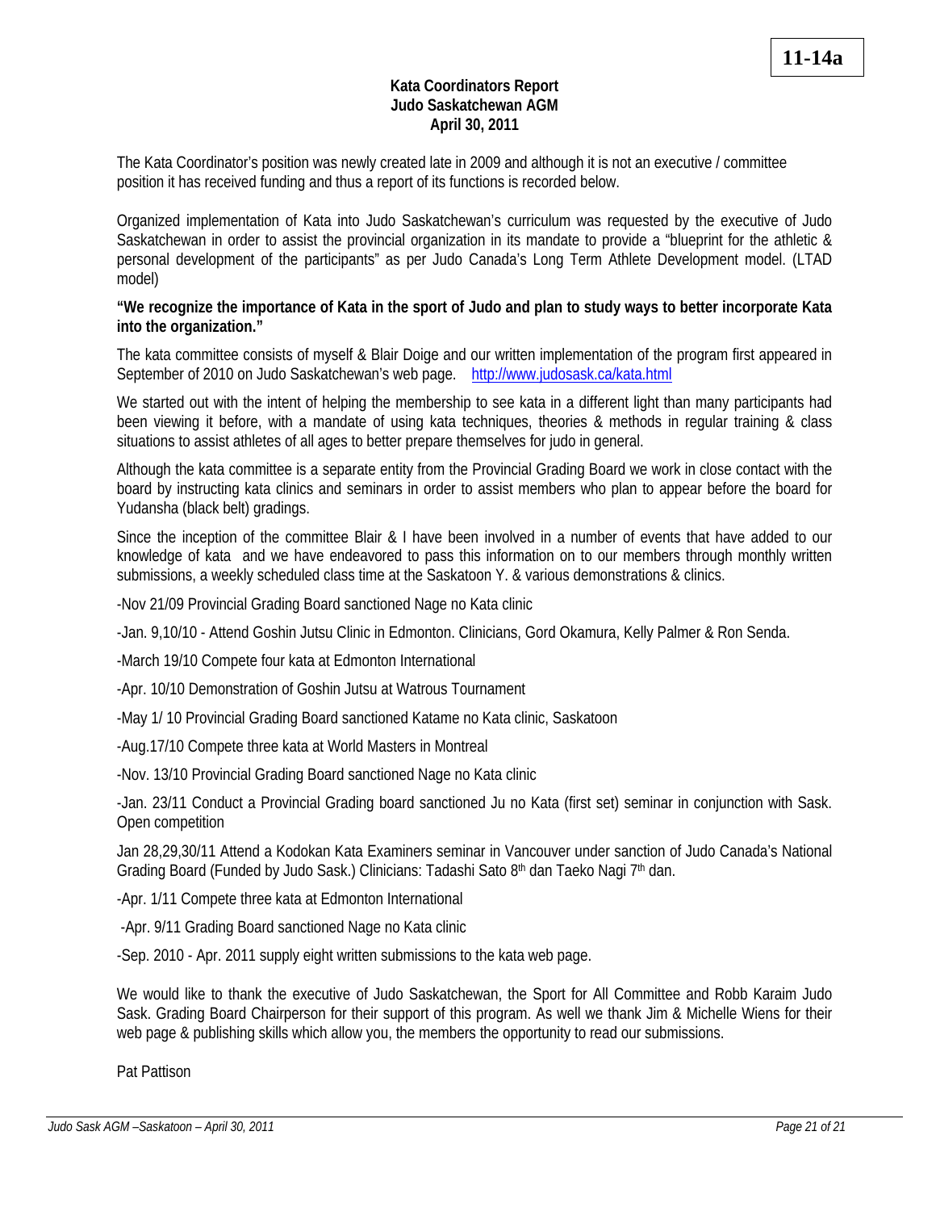**11-14a**

# Kata Coordinators Report
## Judo Saskatchewan AGM
## April 30, 2011

The Kata Coordinator's position was newly created late in 2009 and although it is not an executive / committee position it has received funding and thus a report of its functions is recorded below.

Organized implementation of Kata into Judo Saskatchewan's curriculum was requested by the executive of Judo Saskatchewan in order to assist the provincial organization in its mandate to provide a "blueprint for the athletic & personal development of the participants" as per Judo Canada's Long Term Athlete Development model. (LTAD model)

**"We recognize the importance of Kata in the sport of Judo and plan to study ways to better incorporate Kata into the organization."**

The kata committee consists of myself & Blair Doige and our written implementation of the program first appeared in September of 2010 on Judo Saskatchewan's web page. http://www.judosask.ca/kata.html

We started out with the intent of helping the membership to see kata in a different light than many participants had been viewing it before, with a mandate of using kata techniques, theories & methods in regular training & class situations to assist athletes of all ages to better prepare themselves for judo in general.

Although the kata committee is a separate entity from the Provincial Grading Board we work in close contact with the board by instructing kata clinics and seminars in order to assist members who plan to appear before the board for Yudansha (black belt) gradings.

Since the inception of the committee Blair & I have been involved in a number of events that have added to our knowledge of kata and we have endeavored to pass this information on to our members through monthly written submissions, a weekly scheduled class time at the Saskatoon Y. & various demonstrations & clinics.

-Nov 21/09 Provincial Grading Board sanctioned Nage no Kata clinic

-Jan. 9,10/10 - Attend Goshin Jutsu Clinic in Edmonton. Clinicians, Gord Okamura, Kelly Palmer & Ron Senda.

-March 19/10 Compete four kata at Edmonton International

-Apr. 10/10 Demonstration of Goshin Jutsu at Watrous Tournament

-May 1/ 10 Provincial Grading Board sanctioned Katame no Kata clinic, Saskatoon

-Aug.17/10 Compete three kata at World Masters in Montreal

-Nov. 13/10 Provincial Grading Board sanctioned Nage no Kata clinic

-Jan. 23/11 Conduct a Provincial Grading board sanctioned Ju no Kata (first set) seminar in conjunction with Sask. Open competition

Jan 28,29,30/11 Attend a Kodokan Kata Examiners seminar in Vancouver under sanction of Judo Canada's National Grading Board (Funded by Judo Sask.) Clinicians: Tadashi Sato 8th dan Taeko Nagi 7th dan.

-Apr. 1/11 Compete three kata at Edmonton International

-Apr. 9/11 Grading Board sanctioned Nage no Kata clinic

-Sep. 2010 - Apr. 2011 supply eight written submissions to the kata web page.

We would like to thank the executive of Judo Saskatchewan, the Sport for All Committee and Robb Karaim Judo Sask. Grading Board Chairperson for their support of this program. As well we thank Jim & Michelle Wiens for their web page & publishing skills which allow you, the members the opportunity to read our submissions.

Pat Pattison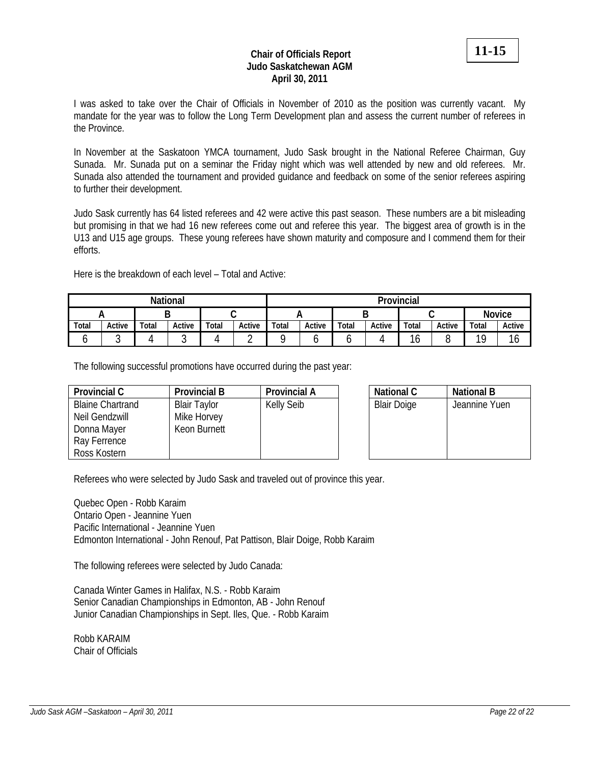**11-15**

# Chair of Officials Report
## Judo Saskatchewan AGM
### April 30, 2011

I was asked to take over the Chair of Officials in November of 2010 as the position was currently vacant. My mandate for the year was to follow the Long Term Development plan and assess the current number of referees in the Province.

In November at the Saskatoon YMCA tournament, Judo Sask brought in the National Referee Chairman, Guy Sunada. Mr. Sunada put on a seminar the Friday night which was well attended by new and old referees. Mr. Sunada also attended the tournament and provided guidance and feedback on some of the senior referees aspiring to further their development.

Judo Sask currently has 64 listed referees and 42 were active this past season. These numbers are a bit misleading but promising in that we had 16 new referees come out and referee this year. The biggest area of growth is in the U13 and U15 age groups. These young referees have shown maturity and composure and I commend them for their efforts.

Here is the breakdown of each level – Total and Active:

| National | | | | | | Provincial | | | | | | | |
|---|---|---|---|---|---|---|---|---|---|---|---|---|---|
| A | | B | | C | | A | | B | | C | | Novice | |
| Total | Active | Total | Active | Total | Active | Total | Active | Total | Active | Total | Active | Total | Active |
| 6 | 3 | 4 | 3 | 4 | 2 | 9 | 6 | 6 | 4 | 16 | 8 | 19 | 16 |

The following successful promotions have occurred during the past year:

| Provincial C | Provincial B | Provincial A |
|---|---|---|
| Blaine Chartrand | Blair Taylor | Kelly Seib |
| Neil Gendzwill | Mike Horvey | |
| Donna Mayer | Keon Burnett | |
| Ray Ferrence | | |
| Ross Kostern | | |

| National C | National B |
|---|---|
| Blair Doige | Jeannine Yuen |

Referees who were selected by Judo Sask and traveled out of province this year.

Quebec Open - Robb Karaim
Ontario Open - Jeannine Yuen
Pacific International - Jeannine Yuen
Edmonton International - John Renouf, Pat Pattison, Blair Doige, Robb Karaim

The following referees were selected by Judo Canada:

Canada Winter Games in Halifax, N.S. - Robb Karaim
Senior Canadian Championships in Edmonton, AB - John Renouf
Junior Canadian Championships in Sept. Iles, Que. - Robb Karaim

Robb KARAIM
Chair of Officials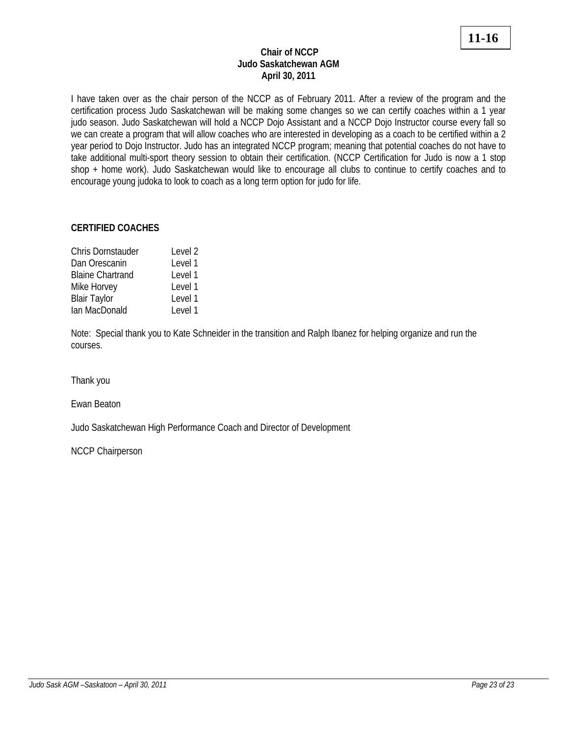**11-16**

**Chair of NCCP**
**Judo Saskatchewan AGM**
**April 30, 2011**

I have taken over as the chair person of the NCCP as of February 2011. After a review of the program and the certification process Judo Saskatchewan will be making some changes so we can certify coaches within a 1 year judo season. Judo Saskatchewan will hold a NCCP Dojo Assistant and a NCCP Dojo Instructor course every fall so we can create a program that will allow coaches who are interested in developing as a coach to be certified within a 2 year period to Dojo Instructor. Judo has an integrated NCCP program; meaning that potential coaches do not have to take additional multi-sport theory session to obtain their certification. (NCCP Certification for Judo is now a 1 stop shop + home work). Judo Saskatchewan would like to encourage all clubs to continue to certify coaches and to encourage young judoka to look to coach as a long term option for judo for life.

**CERTIFIED COACHES**

| | |
|---|---|
| Chris Dornstauder | Level 2 |
| Dan Orescanin | Level 1 |
| Blaine Chartrand | Level 1 |
| Mike Horvey | Level 1 |
| Blair Taylor | Level 1 |
| Ian MacDonald | Level 1 |

Note: Special thank you to Kate Schneider in the transition and Ralph Ibanez for helping organize and run the courses.

Thank you

Ewan Beaton

Judo Saskatchewan High Performance Coach and Director of Development

NCCP Chairperson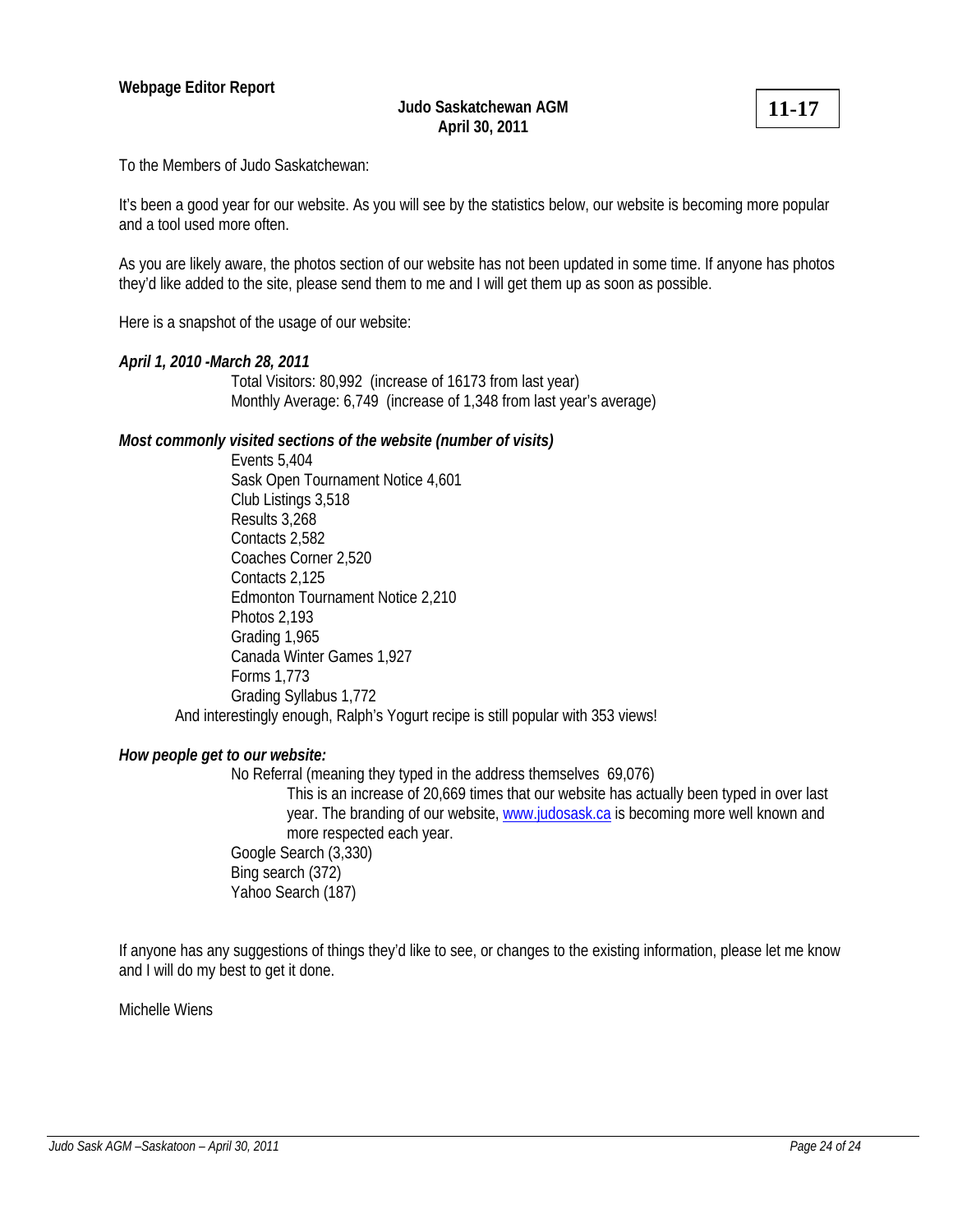**Webpage Editor Report**

**Judo Saskatchewan AGM**
**April 30, 2011**

**11-17**

To the Members of Judo Saskatchewan:

It's been a good year for our website. As you will see by the statistics below, our website is becoming more popular and a tool used more often.

As you are likely aware, the photos section of our website has not been updated in some time. If anyone has photos they'd like added to the site, please send them to me and I will get them up as soon as possible.

Here is a snapshot of the usage of our website:

***April 1, 2010 -March 28, 2011***

Total Visitors: 80,992 (increase of 16173 from last year)
Monthly Average: 6,749 (increase of 1,348 from last year's average)

***Most commonly visited sections of the website (number of visits)***

Events 5,404
Sask Open Tournament Notice 4,601
Club Listings 3,518
Results 3,268
Contacts 2,582
Coaches Corner 2,520
Contacts 2,125
Edmonton Tournament Notice 2,210
Photos 2,193
Grading 1,965
Canada Winter Games 1,927
Forms 1,773
Grading Syllabus 1,772

And interestingly enough, Ralph's Yogurt recipe is still popular with 353 views!

***How people get to our website:***

No Referral (meaning they typed in the address themselves 69,076)

This is an increase of 20,669 times that our website has actually been typed in over last year. The branding of our website, [www.judosask.ca](http://www.judosask.ca) is becoming more well known and more respected each year.

Google Search (3,330)
Bing search (372)
Yahoo Search (187)

If anyone has any suggestions of things they'd like to see, or changes to the existing information, please let me know and I will do my best to get it done.

Michelle Wiens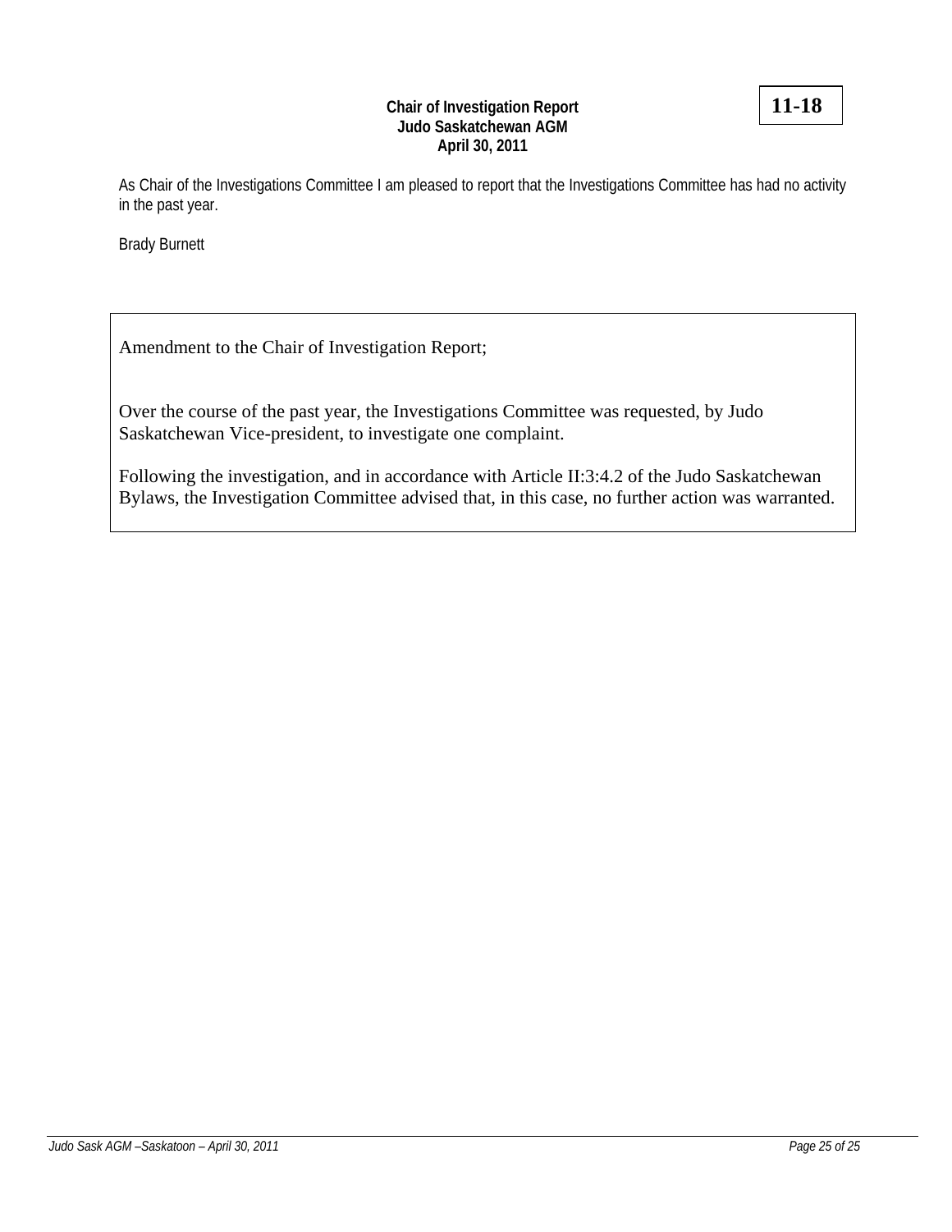**11-18**

**Chair of Investigation Report**
**Judo Saskatchewan AGM**
**April 30, 2011**

As Chair of the Investigations Committee I am pleased to report that the Investigations Committee has had no activity in the past year.

Brady Burnett

Amendment to the Chair of Investigation Report;

Over the course of the past year, the Investigations Committee was requested, by Judo Saskatchewan Vice-president, to investigate one complaint.

Following the investigation, and in accordance with Article II:3:4.2 of the Judo Saskatchewan Bylaws, the Investigation Committee advised that, in this case, no further action was warranted.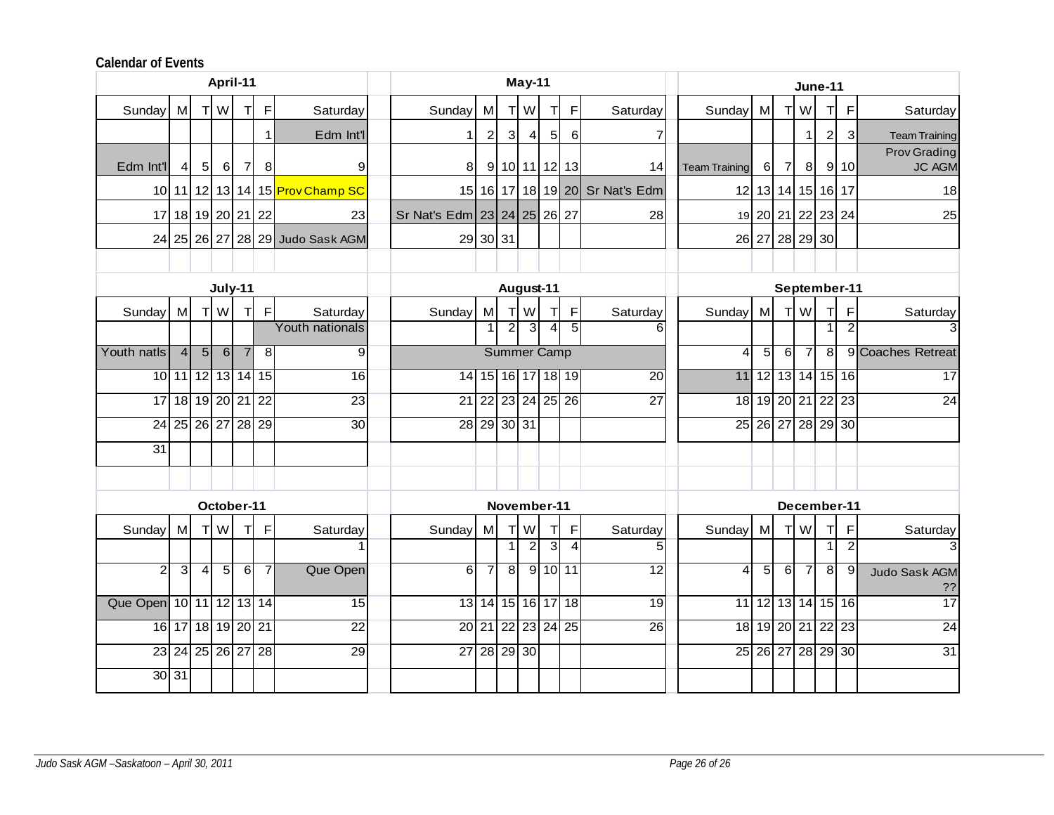**Calendar of Events**

**April-11**

| Sunday | M | T | W | T | F | Saturday |
|---|---|---|---|---|---|---|
| | | | | | 1 | Edm Int'l |
| Edm Int'l | 4 | 5 | 6 | 7 | 8 | 9 |
| 10 | 11 | 12 | 13 | 14 | 15 | Prov Champ SC |
| 17 | 18 | 19 | 20 | 21 | 22 | 23 |
| 24 | 25 | 26 | 27 | 28 | 29 | Judo Sask AGM |

**May-11**

| Sunday | M | T | W | T | F | Saturday |
|---|---|---|---|---|---|---|
| 1 | 2 | 3 | 4 | 5 | 6 | 7 |
| 8 | 9 | 10 | 11 | 12 | 13 | 14 |
| 15 | 16 | 17 | 18 | 19 | 20 | Sr Nat's Edm |
| Sr Nat's Edm | 23 | 24 | 25 | 26 | 27 | 28 |
| 29 | 30 | 31 | | | | |

**June-11**

| Sunday | M | T | W | T | F | Saturday |
|---|---|---|---|---|---|---|
| | | | 1 | 2 | 3 | Team Training |
| Team Training | 6 | 7 | 8 | 9 | 10 | Prov Grading JC AGM |
| 12 | 13 | 14 | 15 | 16 | 17 | 18 |
| 19 | 20 | 21 | 22 | 23 | 24 | 25 |
| 26 | 27 | 28 | 29 | 30 | | |

**July-11**

| Sunday | M | T | W | T | F | Saturday |
|---|---|---|---|---|---|---|
| | | | | | | Youth nationals |
| Youth natls | 4 | 5 | 6 | 7 | 8 | 9 |
| 10 | 11 | 12 | 13 | 14 | 15 | 16 |
| 17 | 18 | 19 | 20 | 21 | 22 | 23 |
| 24 | 25 | 26 | 27 | 28 | 29 | 30 |
| 31 | | | | | | |

**August-11**

| Sunday | M | T | W | T | F | Saturday |
|---|---|---|---|---|---|---|
| | 1 | 2 | 3 | 4 | 5 | 6 |
| Summer Camp | | | | | | |
| 14 | 15 | 16 | 17 | 18 | 19 | 20 |
| 21 | 22 | 23 | 24 | 25 | 26 | 27 |
| 28 | 29 | 30 | 31 | | | |

**September-11**

| Sunday | M | T | W | T | F | Saturday |
|---|---|---|---|---|---|---|
| | | | | 1 | 2 | 3 |
| 4 | 5 | 6 | 7 | 8 | 9 | Coaches Retreat |
| 11 | 12 | 13 | 14 | 15 | 16 | 17 |
| 18 | 19 | 20 | 21 | 22 | 23 | 24 |
| 25 | 26 | 27 | 28 | 29 | 30 | |

**October-11**

| Sunday | M | T | W | T | F | Saturday |
|---|---|---|---|---|---|---|
| | | | | | | 1 |
| 2 | 3 | 4 | 5 | 6 | 7 | Que Open |
| Que Open | 10 | 11 | 12 | 13 | 14 | 15 |
| 16 | 17 | 18 | 19 | 20 | 21 | 22 |
| 23 | 24 | 25 | 26 | 27 | 28 | 29 |
| 30 | 31 | | | | | |

**November-11**

| Sunday | M | T | W | T | F | Saturday |
|---|---|---|---|---|---|---|
| | | 1 | 2 | 3 | 4 | 5 |
| 6 | 7 | 8 | 9 | 10 | 11 | 12 |
| 13 | 14 | 15 | 16 | 17 | 18 | 19 |
| 20 | 21 | 22 | 23 | 24 | 25 | 26 |
| 27 | 28 | 29 | 30 | | | |

**December-11**

| Sunday | M | T | W | T | F | Saturday |
|---|---|---|---|---|---|---|
| | | | | 1 | 2 | 3 |
| 4 | 5 | 6 | 7 | 8 | 9 | Judo Sask AGM ?? |
| 11 | 12 | 13 | 14 | 15 | 16 | 17 |
| 18 | 19 | 20 | 21 | 22 | 23 | 24 |
| 25 | 26 | 27 | 28 | 29 | 30 | 31 |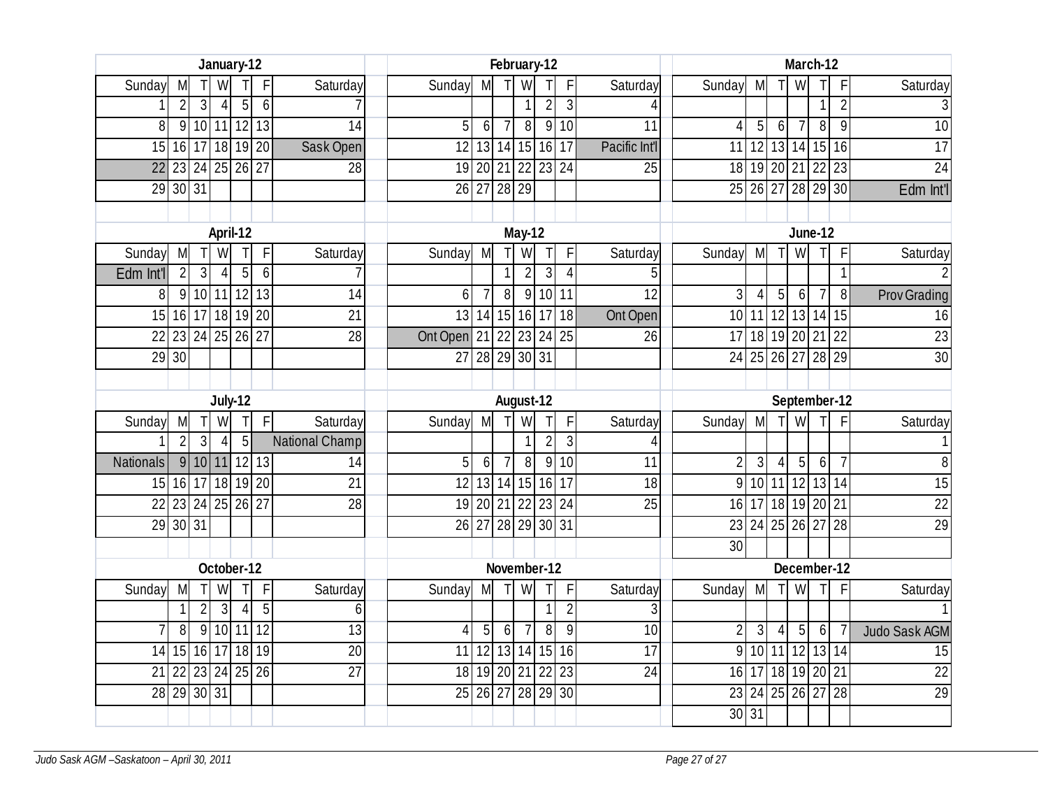### January-12

| Sunday | M | T | W | T | F | Saturday |
|---|---|---|---|---|---|---|
| 1 | 2 | 3 | 4 | 5 | 6 | 7 |
| 8 | 9 | 10 | 11 | 12 | 13 | 14 |
| 15 | 16 | 17 | 18 | 19 | 20 | Sask Open |
| 22 | 23 | 24 | 25 | 26 | 27 | 28 |
| 29 | 30 | 31 | | | | |

### February-12

| Sunday | M | T | W | T | F | Saturday |
|---|---|---|---|---|---|---|
| | | | 1 | 2 | 3 | 4 |
| 5 | 6 | 7 | 8 | 9 | 10 | 11 |
| 12 | 13 | 14 | 15 | 16 | 17 | Pacific Int'l |
| 19 | 20 | 21 | 22 | 23 | 24 | 25 |
| 26 | 27 | 28 | 29 | | | |

### March-12

| Sunday | M | T | W | T | F | Saturday |
|---|---|---|---|---|---|---|
| | | | | 1 | 2 | 3 |
| 4 | 5 | 6 | 7 | 8 | 9 | 10 |
| 11 | 12 | 13 | 14 | 15 | 16 | 17 |
| 18 | 19 | 20 | 21 | 22 | 23 | 24 |
| 25 | 26 | 27 | 28 | 29 | 30 | Edm Int'l |

### April-12

| Sunday | M | T | W | T | F | Saturday |
|---|---|---|---|---|---|---|
| Edm Int'l | 2 | 3 | 4 | 5 | 6 | 7 |
| 8 | 9 | 10 | 11 | 12 | 13 | 14 |
| 15 | 16 | 17 | 18 | 19 | 20 | 21 |
| 22 | 23 | 24 | 25 | 26 | 27 | 28 |
| 29 | 30 | | | | | |

### May-12

| Sunday | M | T | W | T | F | Saturday |
|---|---|---|---|---|---|---|
| | | 1 | 2 | 3 | 4 | 5 |
| 6 | 7 | 8 | 9 | 10 | 11 | 12 |
| 13 | 14 | 15 | 16 | 17 | 18 | Ont Open |
| Ont Open | 21 | 22 | 23 | 24 | 25 | 26 |
| 27 | 28 | 29 | 30 | 31 | | |

### June-12

| Sunday | M | T | W | T | F | Saturday |
|---|---|---|---|---|---|---|
| | | | | | 1 | 2 |
| 3 | 4 | 5 | 6 | 7 | 8 | Prov Grading |
| 10 | 11 | 12 | 13 | 14 | 15 | 16 |
| 17 | 18 | 19 | 20 | 21 | 22 | 23 |
| 24 | 25 | 26 | 27 | 28 | 29 | 30 |

### July-12

| Sunday | M | T | W | T | F | Saturday |
|---|---|---|---|---|---|---|
| 1 | 2 | 3 | 4 | 5 | | National Champ |
| Nationals | 9 | 10 | 11 | 12 | 13 | 14 |
| 15 | 16 | 17 | 18 | 19 | 20 | 21 |
| 22 | 23 | 24 | 25 | 26 | 27 | 28 |
| 29 | 30 | 31 | | | | |

### August-12

| Sunday | M | T | W | T | F | Saturday |
|---|---|---|---|---|---|---|
| | | | 1 | 2 | 3 | 4 |
| 5 | 6 | 7 | 8 | 9 | 10 | 11 |
| 12 | 13 | 14 | 15 | 16 | 17 | 18 |
| 19 | 20 | 21 | 22 | 23 | 24 | 25 |
| 26 | 27 | 28 | 29 | 30 | 31 | |

### September-12

| Sunday | M | T | W | T | F | Saturday |
|---|---|---|---|---|---|---|
| | | | | | | 1 |
| 2 | 3 | 4 | 5 | 6 | 7 | 8 |
| 9 | 10 | 11 | 12 | 13 | 14 | 15 |
| 16 | 17 | 18 | 19 | 20 | 21 | 22 |
| 23 | 24 | 25 | 26 | 27 | 28 | 29 |
| 30 | | | | | | |

### October-12

| Sunday | M | T | W | T | F | Saturday |
|---|---|---|---|---|---|---|
| | 1 | 2 | 3 | 4 | 5 | 6 |
| 7 | 8 | 9 | 10 | 11 | 12 | 13 |
| 14 | 15 | 16 | 17 | 18 | 19 | 20 |
| 21 | 22 | 23 | 24 | 25 | 26 | 27 |
| 28 | 29 | 30 | 31 | | | |

### November-12

| Sunday | M | T | W | T | F | Saturday |
|---|---|---|---|---|---|---|
| | | | | 1 | 2 | 3 |
| 4 | 5 | 6 | 7 | 8 | 9 | 10 |
| 11 | 12 | 13 | 14 | 15 | 16 | 17 |
| 18 | 19 | 20 | 21 | 22 | 23 | 24 |
| 25 | 26 | 27 | 28 | 29 | 30 | |

### December-12

| Sunday | M | T | W | T | F | Saturday |
|---|---|---|---|---|---|---|
| | | | | | | 1 |
| 2 | 3 | 4 | 5 | 6 | 7 | Judo Sask AGM |
| 9 | 10 | 11 | 12 | 13 | 14 | 15 |
| 16 | 17 | 18 | 19 | 20 | 21 | 22 |
| 23 | 24 | 25 | 26 | 27 | 28 | 29 |
| 30 | 31 | | | | | |